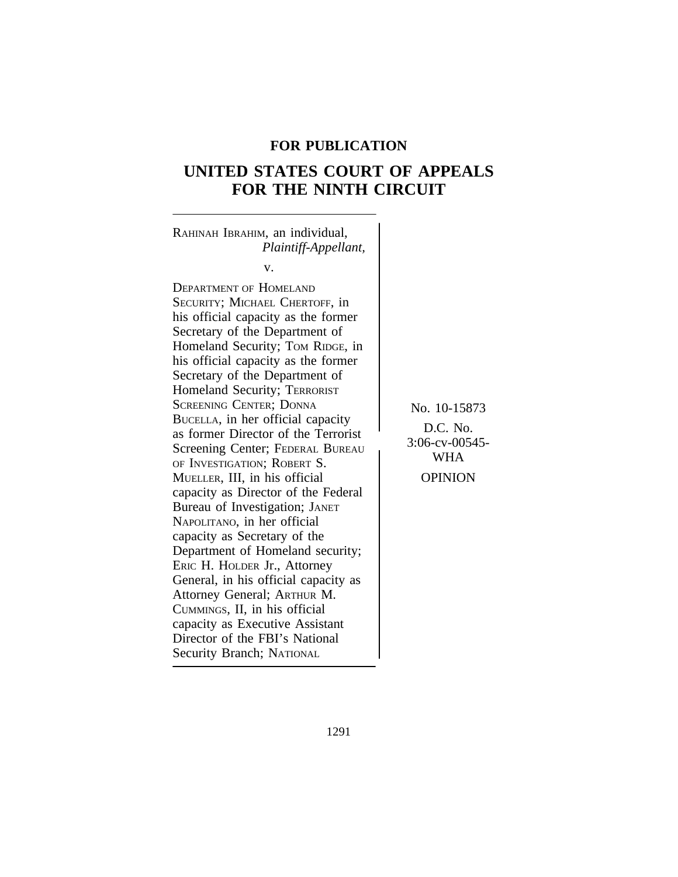**FOR PUBLICATION**

# UNITED STATES COURT OF APPEALS FOR THE NINTH CIRCUIT

RAHINAH IBRAHIM, an individual,
*Plaintiff-Appellant,*

v.

DEPARTMENT OF HOMELAND SECURITY; MICHAEL CHERTOFF, in his official capacity as the former Secretary of the Department of Homeland Security; TOM RIDGE, in his official capacity as the former Secretary of the Department of Homeland Security; TERRORIST SCREENING CENTER; DONNA BUCELLA, in her official capacity as former Director of the Terrorist Screening Center; FEDERAL BUREAU OF INVESTIGATION; ROBERT S. MUELLER, III, in his official capacity as Director of the Federal Bureau of Investigation; JANET NAPOLITANO, in her official capacity as Secretary of the Department of Homeland security; ERIC H. HOLDER Jr., Attorney General, in his official capacity as Attorney General; ARTHUR M. CUMMINGS, II, in his official capacity as Executive Assistant Director of the FBI's National Security Branch; NATIONAL

No. 10-15873

D.C. No. 3:06-cv-00545-WHA

OPINION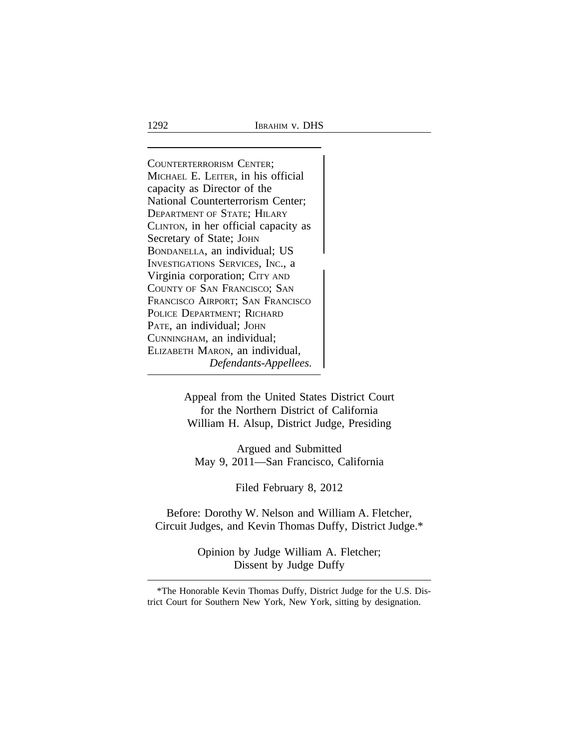COUNTERTERRORISM CENTER; MICHAEL E. LEITER, in his official capacity as Director of the National Counterterrorism Center; DEPARTMENT OF STATE; HILARY CLINTON, in her official capacity as Secretary of State; JOHN BONDANELLA, an individual; US INVESTIGATIONS SERVICES, INC., a Virginia corporation; CITY AND COUNTY OF SAN FRANCISCO; SAN FRANCISCO AIRPORT; SAN FRANCISCO POLICE DEPARTMENT; RICHARD PATE, an individual; JOHN CUNNINGHAM, an individual; ELIZABETH MARON, an individual,
*Defendants-Appellees.*

Appeal from the United States District Court
for the Northern District of California
William H. Alsup, District Judge, Presiding

Argued and Submitted
May 9, 2011—San Francisco, California

Filed February 8, 2012

Before: Dorothy W. Nelson and William A. Fletcher, Circuit Judges, and Kevin Thomas Duffy, District Judge.*

Opinion by Judge William A. Fletcher;
Dissent by Judge Duffy

---

*The Honorable Kevin Thomas Duffy, District Judge for the U.S. District Court for Southern New York, New York, sitting by designation.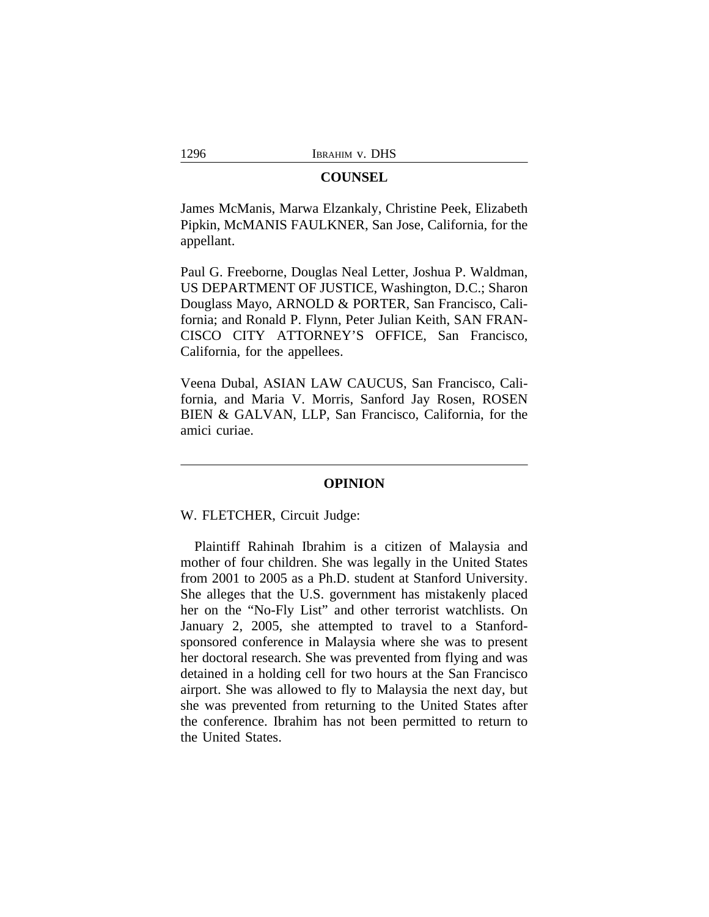## COUNSEL

James McManis, Marwa Elzankaly, Christine Peek, Elizabeth Pipkin, McMANIS FAULKNER, San Jose, California, for the appellant.

Paul G. Freeborne, Douglas Neal Letter, Joshua P. Waldman, US DEPARTMENT OF JUSTICE, Washington, D.C.; Sharon Douglass Mayo, ARNOLD & PORTER, San Francisco, California; and Ronald P. Flynn, Peter Julian Keith, SAN FRANCISCO CITY ATTORNEY'S OFFICE, San Francisco, California, for the appellees.

Veena Dubal, ASIAN LAW CAUCUS, San Francisco, California, and Maria V. Morris, Sanford Jay Rosen, ROSEN BIEN & GALVAN, LLP, San Francisco, California, for the amici curiae.

---

## OPINION

W. FLETCHER, Circuit Judge:

Plaintiff Rahinah Ibrahim is a citizen of Malaysia and mother of four children. She was legally in the United States from 2001 to 2005 as a Ph.D. student at Stanford University. She alleges that the U.S. government has mistakenly placed her on the "No-Fly List" and other terrorist watchlists. On January 2, 2005, she attempted to travel to a Stanford-sponsored conference in Malaysia where she was to present her doctoral research. She was prevented from flying and was detained in a holding cell for two hours at the San Francisco airport. She was allowed to fly to Malaysia the next day, but she was prevented from returning to the United States after the conference. Ibrahim has not been permitted to return to the United States.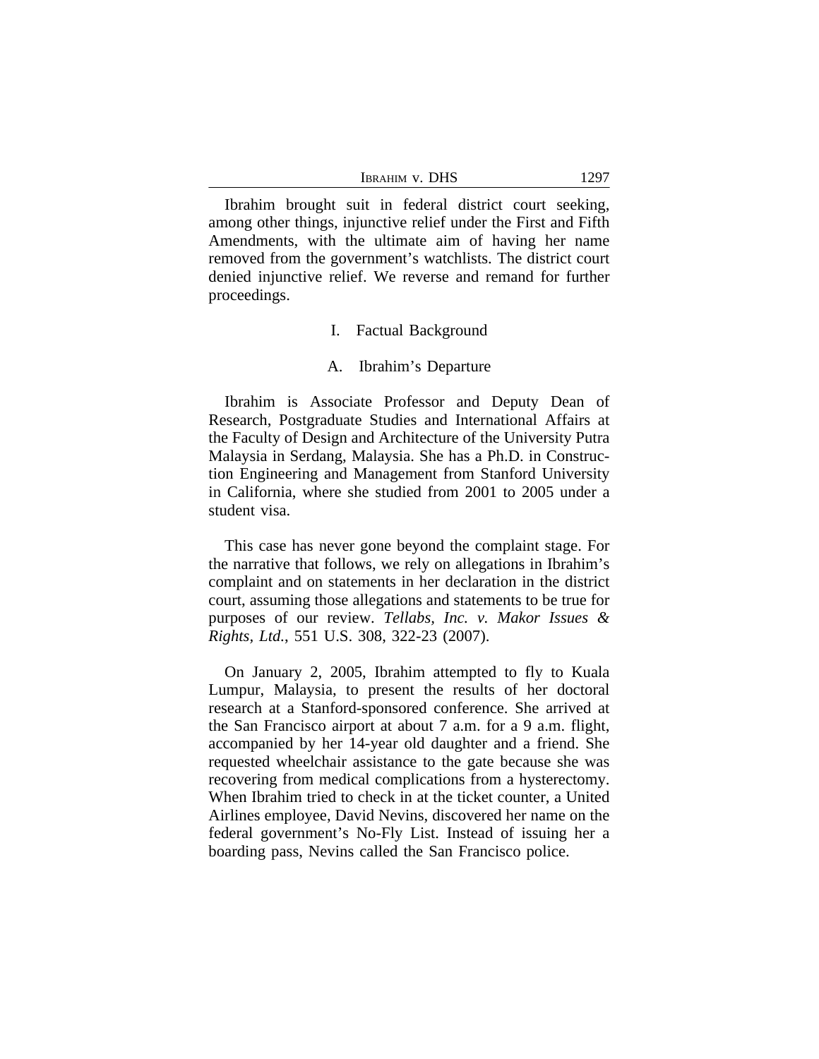Ibrahim brought suit in federal district court seeking, among other things, injunctive relief under the First and Fifth Amendments, with the ultimate aim of having her name removed from the government's watchlists. The district court denied injunctive relief. We reverse and remand for further proceedings.

## I. Factual Background

### A. Ibrahim's Departure

Ibrahim is Associate Professor and Deputy Dean of Research, Postgraduate Studies and International Affairs at the Faculty of Design and Architecture of the University Putra Malaysia in Serdang, Malaysia. She has a Ph.D. in Construction Engineering and Management from Stanford University in California, where she studied from 2001 to 2005 under a student visa.

This case has never gone beyond the complaint stage. For the narrative that follows, we rely on allegations in Ibrahim's complaint and on statements in her declaration in the district court, assuming those allegations and statements to be true for purposes of our review. *Tellabs, Inc. v. Makor Issues & Rights, Ltd.*, 551 U.S. 308, 322-23 (2007).

On January 2, 2005, Ibrahim attempted to fly to Kuala Lumpur, Malaysia, to present the results of her doctoral research at a Stanford-sponsored conference. She arrived at the San Francisco airport at about 7 a.m. for a 9 a.m. flight, accompanied by her 14-year old daughter and a friend. She requested wheelchair assistance to the gate because she was recovering from medical complications from a hysterectomy. When Ibrahim tried to check in at the ticket counter, a United Airlines employee, David Nevins, discovered her name on the federal government's No-Fly List. Instead of issuing her a boarding pass, Nevins called the San Francisco police.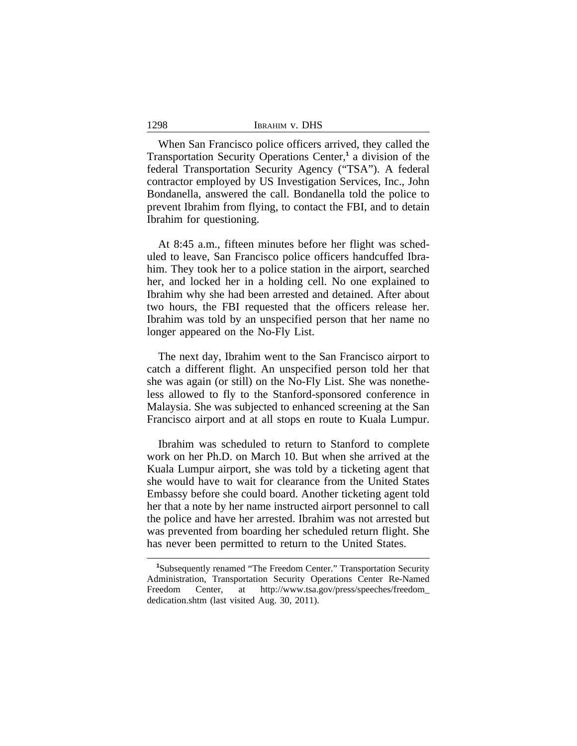When San Francisco police officers arrived, they called the Transportation Security Operations Center,[1] a division of the federal Transportation Security Agency ("TSA"). A federal contractor employed by US Investigation Services, Inc., John Bondanella, answered the call. Bondanella told the police to prevent Ibrahim from flying, to contact the FBI, and to detain Ibrahim for questioning.

At 8:45 a.m., fifteen minutes before her flight was scheduled to leave, San Francisco police officers handcuffed Ibrahim. They took her to a police station in the airport, searched her, and locked her in a holding cell. No one explained to Ibrahim why she had been arrested and detained. After about two hours, the FBI requested that the officers release her. Ibrahim was told by an unspecified person that her name no longer appeared on the No-Fly List.

The next day, Ibrahim went to the San Francisco airport to catch a different flight. An unspecified person told her that she was again (or still) on the No-Fly List. She was nonetheless allowed to fly to the Stanford-sponsored conference in Malaysia. She was subjected to enhanced screening at the San Francisco airport and at all stops en route to Kuala Lumpur.

Ibrahim was scheduled to return to Stanford to complete work on her Ph.D. on March 10. But when she arrived at the Kuala Lumpur airport, she was told by a ticketing agent that she would have to wait for clearance from the United States Embassy before she could board. Another ticketing agent told her that a note by her name instructed airport personnel to call the police and have her arrested. Ibrahim was not arrested but was prevented from boarding her scheduled return flight. She has never been permitted to return to the United States.

---

[1]Subsequently renamed "The Freedom Center." Transportation Security Administration, Transportation Security Operations Center Re-Named Freedom Center, at http://www.tsa.gov/press/speeches/freedom_dedication.shtm (last visited Aug. 30, 2011).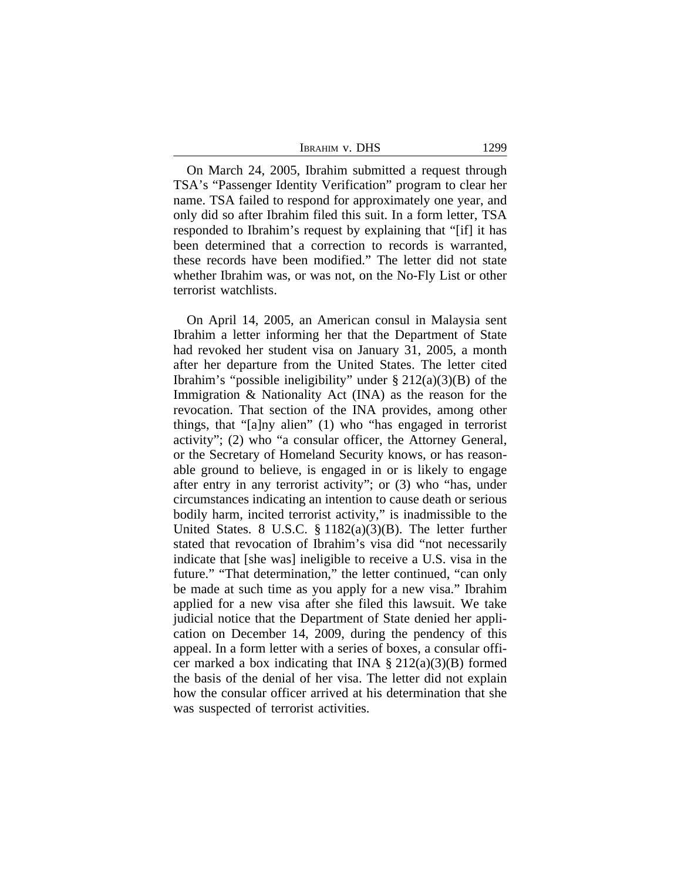On March 24, 2005, Ibrahim submitted a request through TSA's "Passenger Identity Verification" program to clear her name. TSA failed to respond for approximately one year, and only did so after Ibrahim filed this suit. In a form letter, TSA responded to Ibrahim's request by explaining that "[if] it has been determined that a correction to records is warranted, these records have been modified." The letter did not state whether Ibrahim was, or was not, on the No-Fly List or other terrorist watchlists.

On April 14, 2005, an American consul in Malaysia sent Ibrahim a letter informing her that the Department of State had revoked her student visa on January 31, 2005, a month after her departure from the United States. The letter cited Ibrahim's "possible ineligibility" under § 212(a)(3)(B) of the Immigration & Nationality Act (INA) as the reason for the revocation. That section of the INA provides, among other things, that "[a]ny alien" (1) who "has engaged in terrorist activity"; (2) who "a consular officer, the Attorney General, or the Secretary of Homeland Security knows, or has reasonable ground to believe, is engaged in or is likely to engage after entry in any terrorist activity"; or (3) who "has, under circumstances indicating an intention to cause death or serious bodily harm, incited terrorist activity," is inadmissible to the United States. 8 U.S.C. § 1182(a)(3)(B). The letter further stated that revocation of Ibrahim's visa did "not necessarily indicate that [she was] ineligible to receive a U.S. visa in the future." "That determination," the letter continued, "can only be made at such time as you apply for a new visa." Ibrahim applied for a new visa after she filed this lawsuit. We take judicial notice that the Department of State denied her application on December 14, 2009, during the pendency of this appeal. In a form letter with a series of boxes, a consular officer marked a box indicating that INA § 212(a)(3)(B) formed the basis of the denial of her visa. The letter did not explain how the consular officer arrived at his determination that she was suspected of terrorist activities.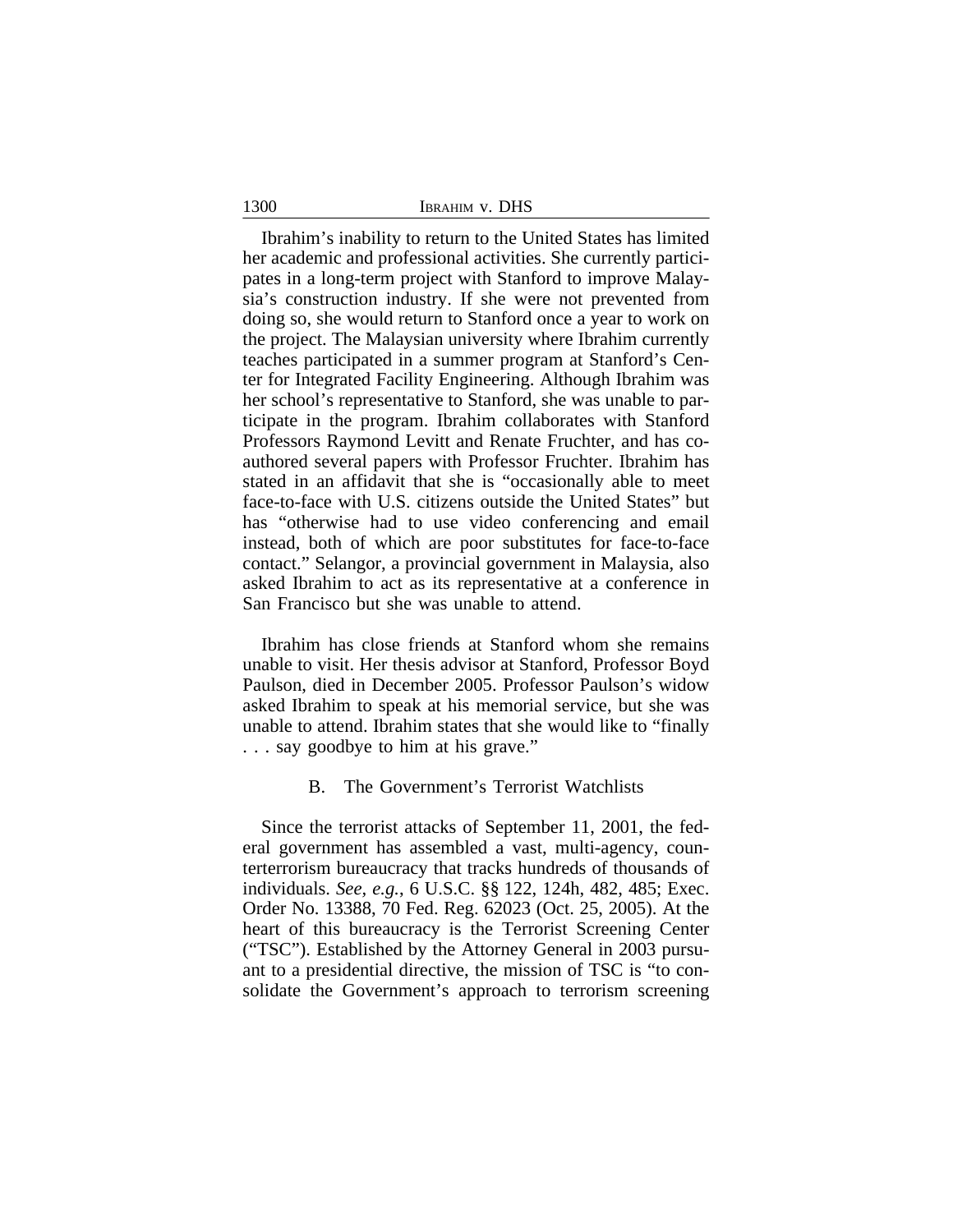Ibrahim's inability to return to the United States has limited her academic and professional activities. She currently participates in a long-term project with Stanford to improve Malaysia's construction industry. If she were not prevented from doing so, she would return to Stanford once a year to work on the project. The Malaysian university where Ibrahim currently teaches participated in a summer program at Stanford's Center for Integrated Facility Engineering. Although Ibrahim was her school's representative to Stanford, she was unable to participate in the program. Ibrahim collaborates with Stanford Professors Raymond Levitt and Renate Fruchter, and has co-authored several papers with Professor Fruchter. Ibrahim has stated in an affidavit that she is "occasionally able to meet face-to-face with U.S. citizens outside the United States" but has "otherwise had to use video conferencing and email instead, both of which are poor substitutes for face-to-face contact." Selangor, a provincial government in Malaysia, also asked Ibrahim to act as its representative at a conference in San Francisco but she was unable to attend.

Ibrahim has close friends at Stanford whom she remains unable to visit. Her thesis advisor at Stanford, Professor Boyd Paulson, died in December 2005. Professor Paulson's widow asked Ibrahim to speak at his memorial service, but she was unable to attend. Ibrahim states that she would like to "finally . . . say goodbye to him at his grave."

### B. The Government's Terrorist Watchlists

Since the terrorist attacks of September 11, 2001, the federal government has assembled a vast, multi-agency, counterterrorism bureaucracy that tracks hundreds of thousands of individuals. *See, e.g.*, 6 U.S.C. §§ 122, 124h, 482, 485; Exec. Order No. 13388, 70 Fed. Reg. 62023 (Oct. 25, 2005). At the heart of this bureaucracy is the Terrorist Screening Center ("TSC"). Established by the Attorney General in 2003 pursuant to a presidential directive, the mission of TSC is "to consolidate the Government's approach to terrorism screening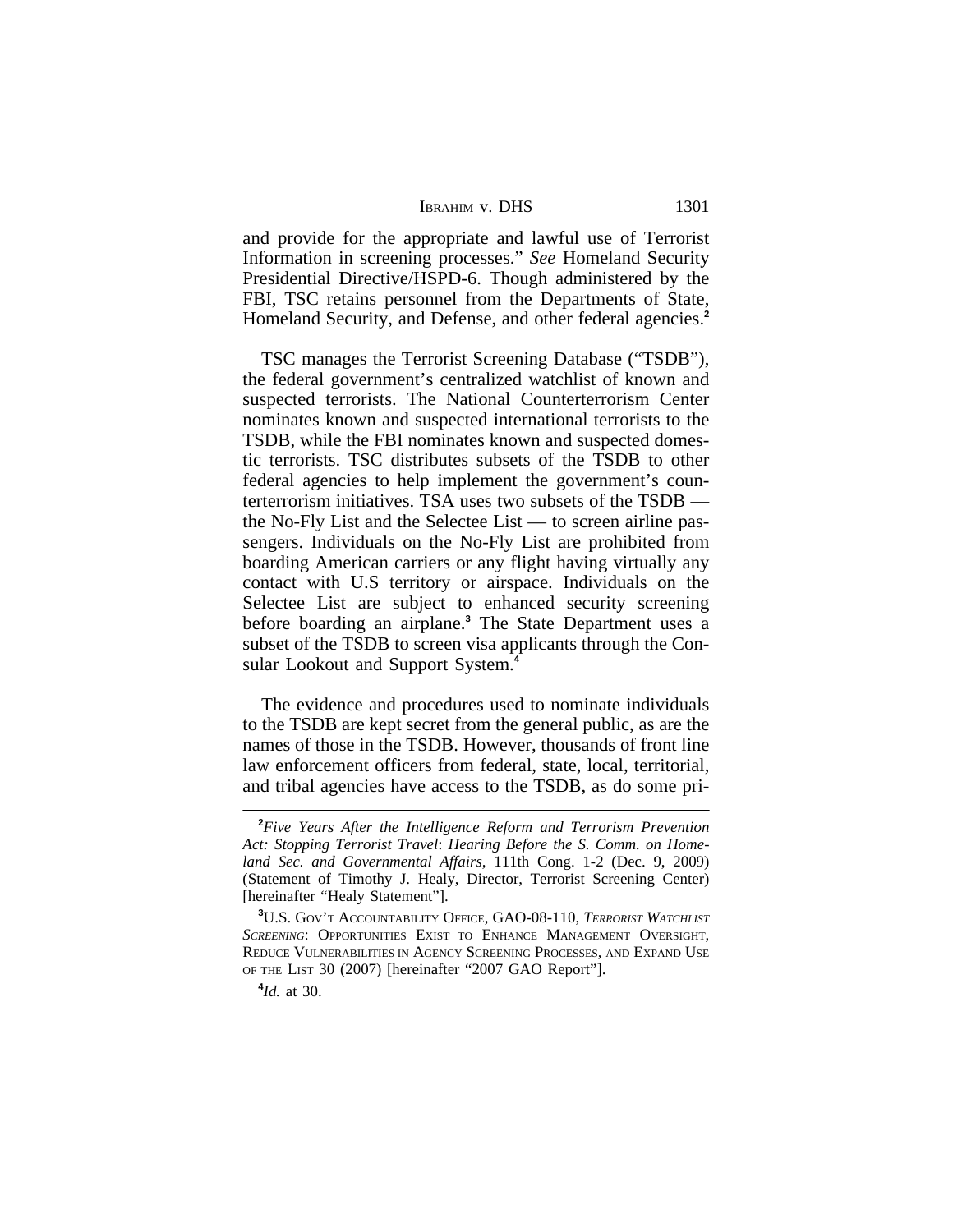and provide for the appropriate and lawful use of Terrorist Information in screening processes." *See* Homeland Security Presidential Directive/HSPD-6. Though administered by the FBI, TSC retains personnel from the Departments of State, Homeland Security, and Defense, and other federal agencies.[2]

TSC manages the Terrorist Screening Database ("TSDB"), the federal government's centralized watchlist of known and suspected terrorists. The National Counterterrorism Center nominates known and suspected international terrorists to the TSDB, while the FBI nominates known and suspected domestic terrorists. TSC distributes subsets of the TSDB to other federal agencies to help implement the government's counterterrorism initiatives. TSA uses two subsets of the TSDB — the No-Fly List and the Selectee List — to screen airline passengers. Individuals on the No-Fly List are prohibited from boarding American carriers or any flight having virtually any contact with U.S territory or airspace. Individuals on the Selectee List are subject to enhanced security screening before boarding an airplane.[3] The State Department uses a subset of the TSDB to screen visa applicants through the Consular Lookout and Support System.[4]

The evidence and procedures used to nominate individuals to the TSDB are kept secret from the general public, as are the names of those in the TSDB. However, thousands of front line law enforcement officers from federal, state, local, territorial, and tribal agencies have access to the TSDB, as do some pri-

---

[2]*Five Years After the Intelligence Reform and Terrorism Prevention Act: Stopping Terrorist Travel*: *Hearing Before the S. Comm. on Homeland Sec. and Governmental Affairs*, 111th Cong. 1-2 (Dec. 9, 2009) (Statement of Timothy J. Healy, Director, Terrorist Screening Center) [hereinafter "Healy Statement"].

[3]U.S. Gov't Accountability Office, GAO-08-110, *Terrorist Watchlist Screening*: Opportunities Exist to Enhance Management Oversight, Reduce Vulnerabilities in Agency Screening Processes, and Expand Use of the List 30 (2007) [hereinafter "2007 GAO Report"].

[4]*Id.* at 30.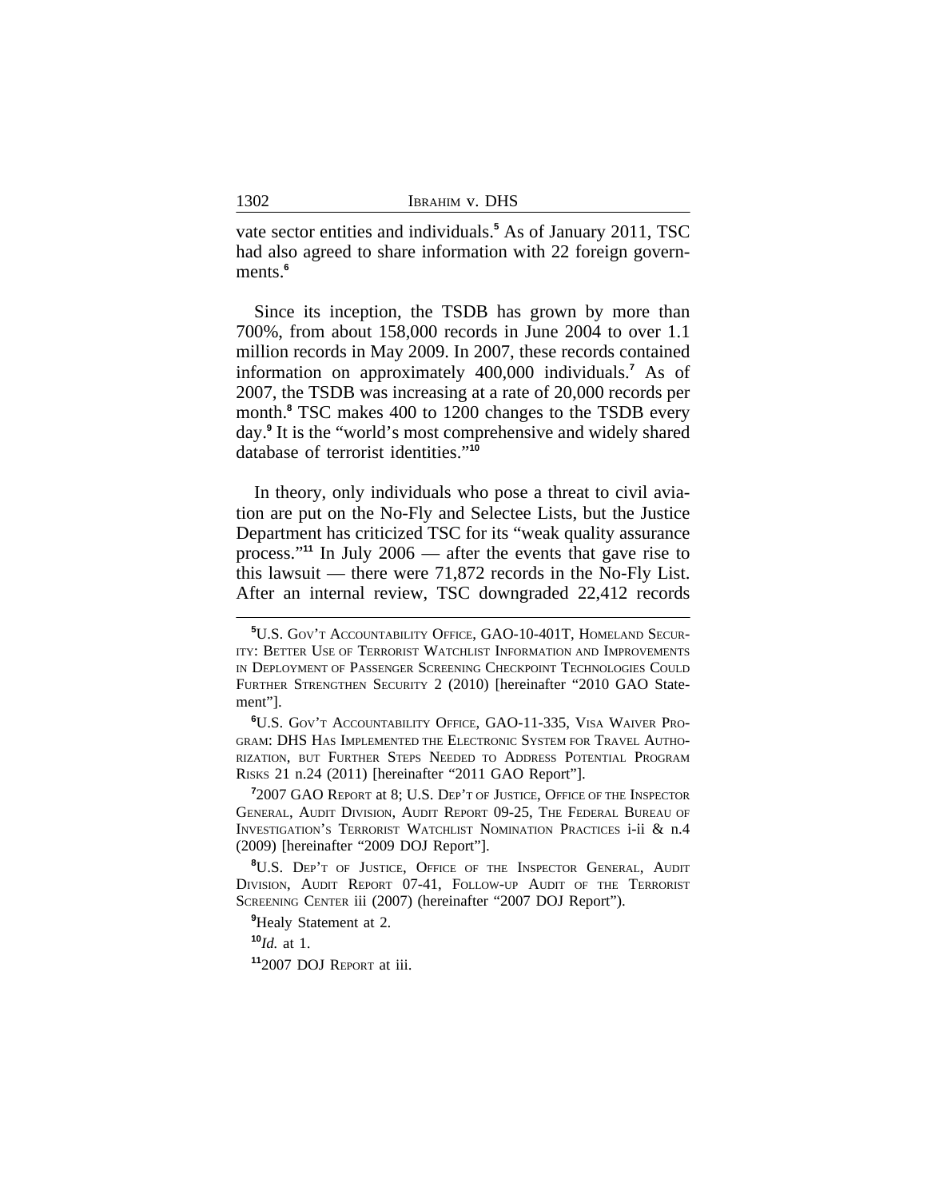vate sector entities and individuals.[5] As of January 2011, TSC had also agreed to share information with 22 foreign governments.[6]

Since its inception, the TSDB has grown by more than 700%, from about 158,000 records in June 2004 to over 1.1 million records in May 2009. In 2007, these records contained information on approximately 400,000 individuals.[7] As of 2007, the TSDB was increasing at a rate of 20,000 records per month.[8] TSC makes 400 to 1200 changes to the TSDB every day.[9] It is the "world's most comprehensive and widely shared database of terrorist identities."[10]

In theory, only individuals who pose a threat to civil aviation are put on the No-Fly and Selectee Lists, but the Justice Department has criticized TSC for its "weak quality assurance process."[11] In July 2006 — after the events that gave rise to this lawsuit — there were 71,872 records in the No-Fly List. After an internal review, TSC downgraded 22,412 records

---

[5] U.S. Gov't Accountability Office, GAO-10-401T, Homeland Security: Better Use of Terrorist Watchlist Information and Improvements in Deployment of Passenger Screening Checkpoint Technologies Could Further Strengthen Security 2 (2010) [hereinafter "2010 GAO Statement"].

[6] U.S. Gov't Accountability Office, GAO-11-335, Visa Waiver Program: DHS Has Implemented the Electronic System for Travel Authorization, but Further Steps Needed to Address Potential Program Risks 21 n.24 (2011) [hereinafter "2011 GAO Report"].

[7] 2007 GAO Report at 8; U.S. Dep't of Justice, Office of the Inspector General, Audit Division, Audit Report 09-25, The Federal Bureau of Investigation's Terrorist Watchlist Nomination Practices i-ii & n.4 (2009) [hereinafter "2009 DOJ Report"].

[8] U.S. Dep't of Justice, Office of the Inspector General, Audit Division, Audit Report 07-41, Follow-up Audit of the Terrorist Screening Center iii (2007) (hereinafter "2007 DOJ Report").

[9] Healy Statement at 2.

[10] *Id.* at 1.

[11] 2007 DOJ Report at iii.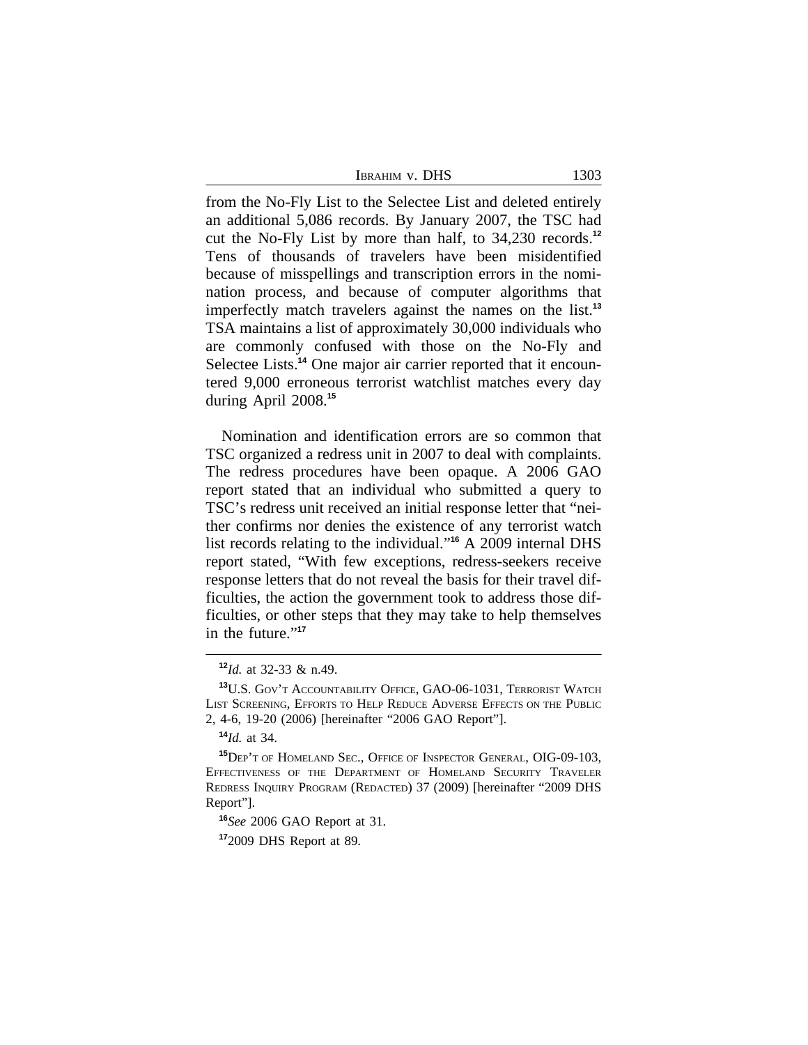from the No-Fly List to the Selectee List and deleted entirely an additional 5,086 records. By January 2007, the TSC had cut the No-Fly List by more than half, to 34,230 records.[12] Tens of thousands of travelers have been misidentified because of misspellings and transcription errors in the nomination process, and because of computer algorithms that imperfectly match travelers against the names on the list.[13] TSA maintains a list of approximately 30,000 individuals who are commonly confused with those on the No-Fly and Selectee Lists.[14] One major air carrier reported that it encountered 9,000 erroneous terrorist watchlist matches every day during April 2008.[15]

Nomination and identification errors are so common that TSC organized a redress unit in 2007 to deal with complaints. The redress procedures have been opaque. A 2006 GAO report stated that an individual who submitted a query to TSC's redress unit received an initial response letter that "neither confirms nor denies the existence of any terrorist watch list records relating to the individual."[16] A 2009 internal DHS report stated, "With few exceptions, redress-seekers receive response letters that do not reveal the basis for their travel difficulties, the action the government took to address those difficulties, or other steps that they may take to help themselves in the future."[17]

---

[12] *Id.* at 32-33 & n.49.

[13] U.S. Gov't Accountability Office, GAO-06-1031, Terrorist Watch List Screening, Efforts to Help Reduce Adverse Effects on the Public 2, 4-6, 19-20 (2006) [hereinafter "2006 GAO Report"].

[14] *Id.* at 34.

[15] Dep't of Homeland Sec., Office of Inspector General, OIG-09-103, Effectiveness of the Department of Homeland Security Traveler Redress Inquiry Program (Redacted) 37 (2009) [hereinafter "2009 DHS Report"].

[16] *See* 2006 GAO Report at 31.

[17] 2009 DHS Report at 89.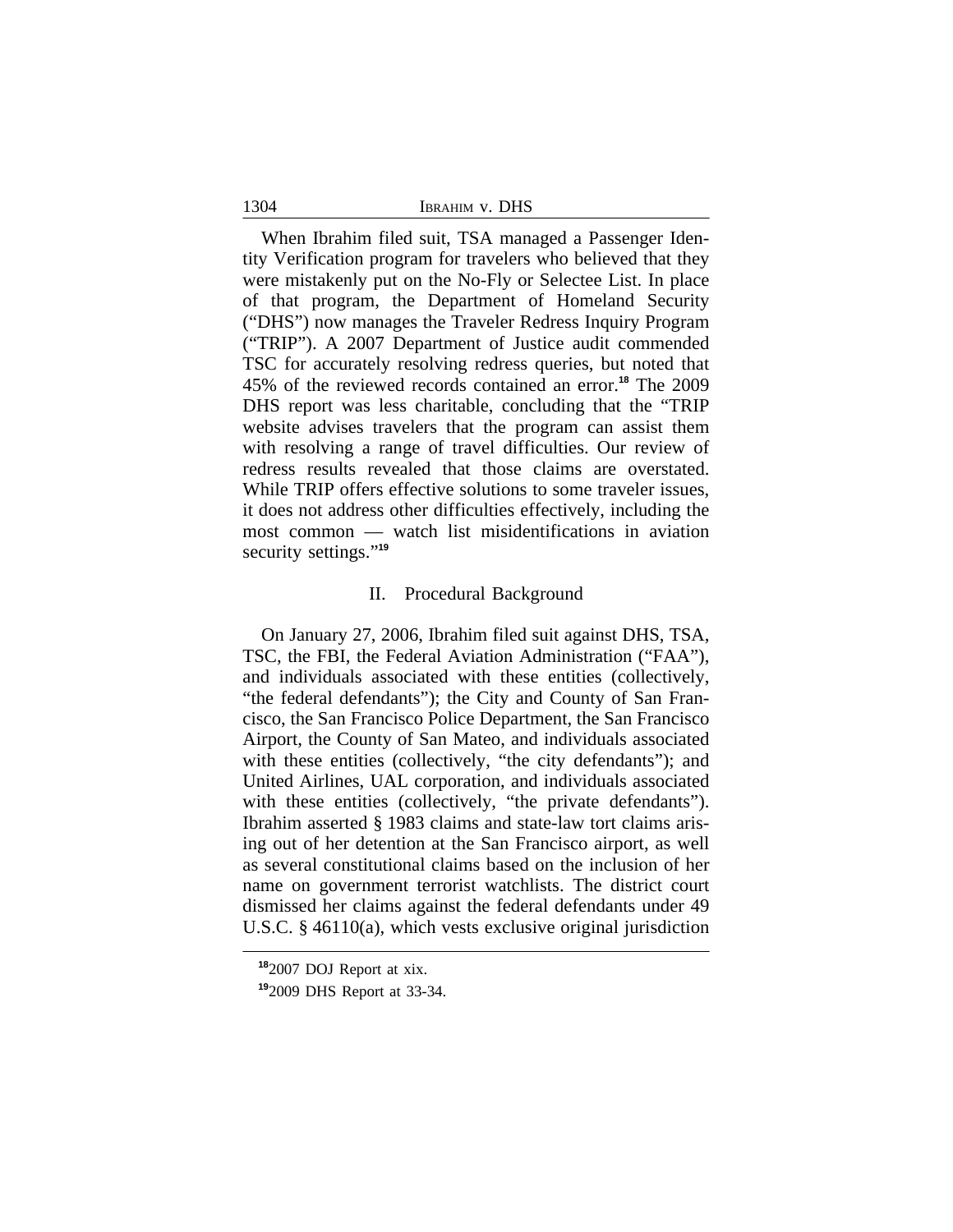When Ibrahim filed suit, TSA managed a Passenger Identity Verification program for travelers who believed that they were mistakenly put on the No-Fly or Selectee List. In place of that program, the Department of Homeland Security ("DHS") now manages the Traveler Redress Inquiry Program ("TRIP"). A 2007 Department of Justice audit commended TSC for accurately resolving redress queries, but noted that 45% of the reviewed records contained an error.[18] The 2009 DHS report was less charitable, concluding that the "TRIP website advises travelers that the program can assist them with resolving a range of travel difficulties. Our review of redress results revealed that those claims are overstated. While TRIP offers effective solutions to some traveler issues, it does not address other difficulties effectively, including the most common — watch list misidentifications in aviation security settings."[19]

## II. Procedural Background

On January 27, 2006, Ibrahim filed suit against DHS, TSA, TSC, the FBI, the Federal Aviation Administration ("FAA"), and individuals associated with these entities (collectively, "the federal defendants"); the City and County of San Francisco, the San Francisco Police Department, the San Francisco Airport, the County of San Mateo, and individuals associated with these entities (collectively, "the city defendants"); and United Airlines, UAL corporation, and individuals associated with these entities (collectively, "the private defendants"). Ibrahim asserted § 1983 claims and state-law tort claims arising out of her detention at the San Francisco airport, as well as several constitutional claims based on the inclusion of her name on government terrorist watchlists. The district court dismissed her claims against the federal defendants under 49 U.S.C. § 46110(a), which vests exclusive original jurisdiction

[18] 2007 DOJ Report at xix.

[19] 2009 DHS Report at 33-34.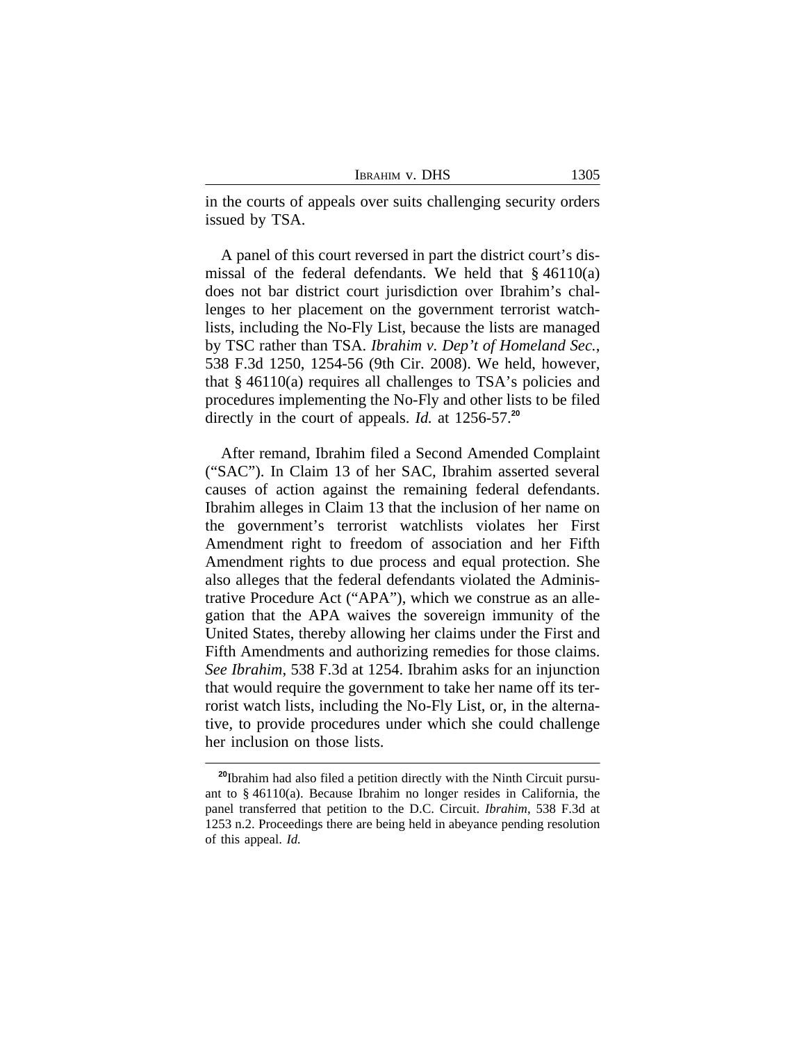in the courts of appeals over suits challenging security orders issued by TSA.

A panel of this court reversed in part the district court's dismissal of the federal defendants. We held that § 46110(a) does not bar district court jurisdiction over Ibrahim's challenges to her placement on the government terrorist watchlists, including the No-Fly List, because the lists are managed by TSC rather than TSA. *Ibrahim v. Dep't of Homeland Sec.*, 538 F.3d 1250, 1254-56 (9th Cir. 2008). We held, however, that § 46110(a) requires all challenges to TSA's policies and procedures implementing the No-Fly and other lists to be filed directly in the court of appeals. *Id.* at 1256-57.[20]

After remand, Ibrahim filed a Second Amended Complaint ("SAC"). In Claim 13 of her SAC, Ibrahim asserted several causes of action against the remaining federal defendants. Ibrahim alleges in Claim 13 that the inclusion of her name on the government's terrorist watchlists violates her First Amendment right to freedom of association and her Fifth Amendment rights to due process and equal protection. She also alleges that the federal defendants violated the Administrative Procedure Act ("APA"), which we construe as an allegation that the APA waives the sovereign immunity of the United States, thereby allowing her claims under the First and Fifth Amendments and authorizing remedies for those claims. *See Ibrahim*, 538 F.3d at 1254. Ibrahim asks for an injunction that would require the government to take her name off its terrorist watch lists, including the No-Fly List, or, in the alternative, to provide procedures under which she could challenge her inclusion on those lists.

---

[20] Ibrahim had also filed a petition directly with the Ninth Circuit pursuant to § 46110(a). Because Ibrahim no longer resides in California, the panel transferred that petition to the D.C. Circuit. *Ibrahim*, 538 F.3d at 1253 n.2. Proceedings there are being held in abeyance pending resolution of this appeal. *Id.*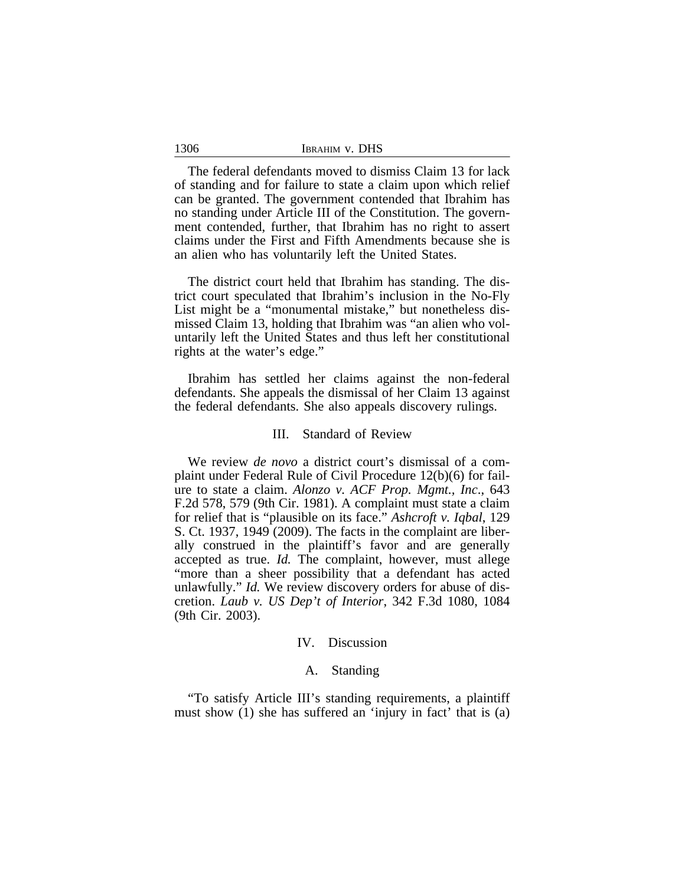The federal defendants moved to dismiss Claim 13 for lack of standing and for failure to state a claim upon which relief can be granted. The government contended that Ibrahim has no standing under Article III of the Constitution. The government contended, further, that Ibrahim has no right to assert claims under the First and Fifth Amendments because she is an alien who has voluntarily left the United States.

The district court held that Ibrahim has standing. The district court speculated that Ibrahim's inclusion in the No-Fly List might be a "monumental mistake," but nonetheless dismissed Claim 13, holding that Ibrahim was "an alien who voluntarily left the United States and thus left her constitutional rights at the water's edge."

Ibrahim has settled her claims against the non-federal defendants. She appeals the dismissal of her Claim 13 against the federal defendants. She also appeals discovery rulings.

## III. Standard of Review

We review *de novo* a district court's dismissal of a complaint under Federal Rule of Civil Procedure 12(b)(6) for failure to state a claim. *Alonzo v. ACF Prop. Mgmt., Inc*., 643 F.2d 578, 579 (9th Cir. 1981). A complaint must state a claim for relief that is "plausible on its face." *Ashcroft v. Iqbal*, 129 S. Ct. 1937, 1949 (2009). The facts in the complaint are liberally construed in the plaintiff's favor and are generally accepted as true. *Id.* The complaint, however, must allege "more than a sheer possibility that a defendant has acted unlawfully." *Id.* We review discovery orders for abuse of discretion. *Laub v. US Dep't of Interior*, 342 F.3d 1080, 1084 (9th Cir. 2003).

## IV. Discussion

### A. Standing

"To satisfy Article III's standing requirements, a plaintiff must show (1) she has suffered an 'injury in fact' that is (a)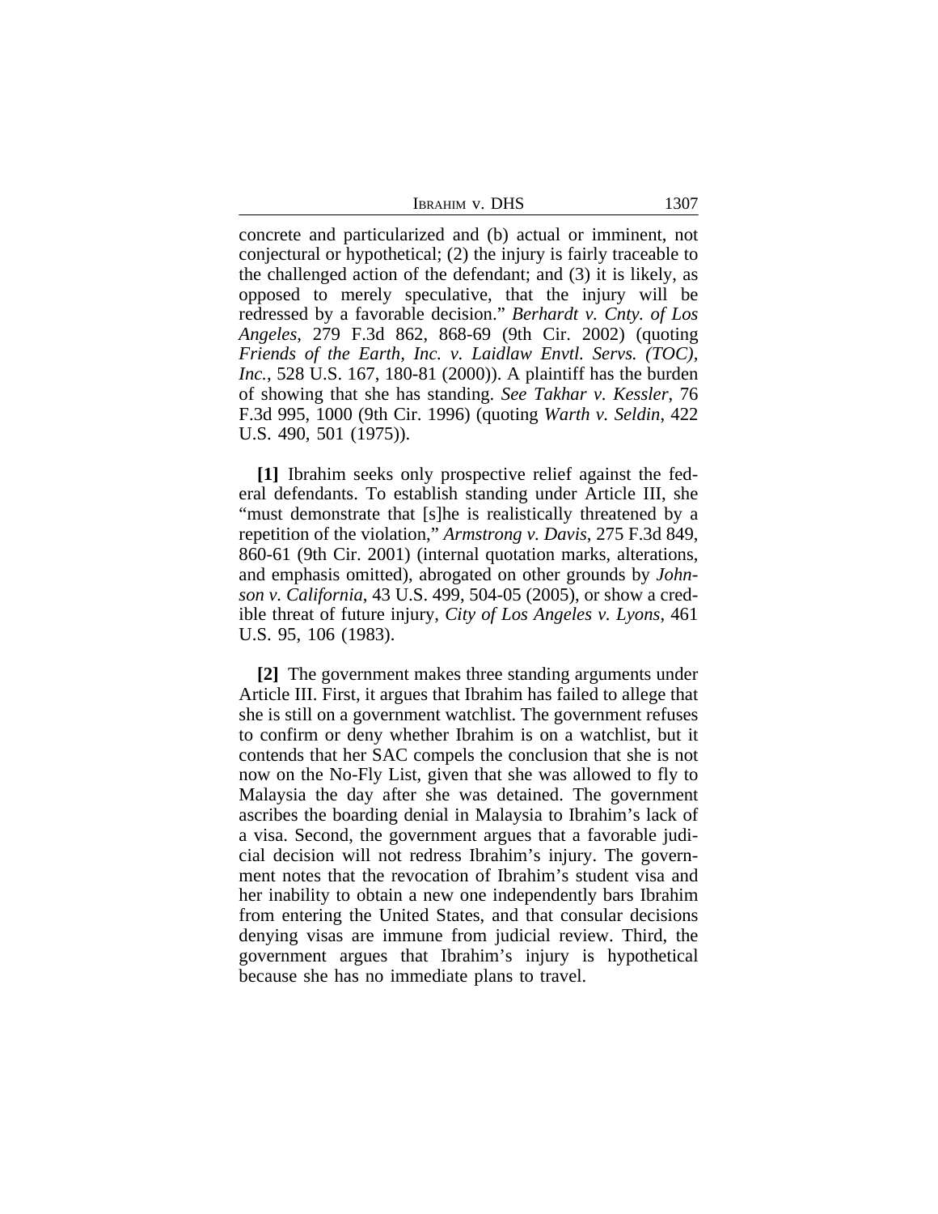concrete and particularized and (b) actual or imminent, not conjectural or hypothetical; (2) the injury is fairly traceable to the challenged action of the defendant; and (3) it is likely, as opposed to merely speculative, that the injury will be redressed by a favorable decision." *Berhardt v. Cnty. of Los Angeles*, 279 F.3d 862, 868-69 (9th Cir. 2002) (quoting *Friends of the Earth, Inc. v. Laidlaw Envtl. Servs. (TOC), Inc.*, 528 U.S. 167, 180-81 (2000)). A plaintiff has the burden of showing that she has standing. *See Takhar v. Kessler*, 76 F.3d 995, 1000 (9th Cir. 1996) (quoting *Warth v. Seldin*, 422 U.S. 490, 501 (1975)).

**[1]** Ibrahim seeks only prospective relief against the federal defendants. To establish standing under Article III, she "must demonstrate that [s]he is realistically threatened by a repetition of the violation," *Armstrong v. Davis*, 275 F.3d 849, 860-61 (9th Cir. 2001) (internal quotation marks, alterations, and emphasis omitted), abrogated on other grounds by *Johnson v. California*, 43 U.S. 499, 504-05 (2005), or show a credible threat of future injury, *City of Los Angeles v. Lyons*, 461 U.S. 95, 106 (1983).

**[2]** The government makes three standing arguments under Article III. First, it argues that Ibrahim has failed to allege that she is still on a government watchlist. The government refuses to confirm or deny whether Ibrahim is on a watchlist, but it contends that her SAC compels the conclusion that she is not now on the No-Fly List, given that she was allowed to fly to Malaysia the day after she was detained. The government ascribes the boarding denial in Malaysia to Ibrahim's lack of a visa. Second, the government argues that a favorable judicial decision will not redress Ibrahim's injury. The government notes that the revocation of Ibrahim's student visa and her inability to obtain a new one independently bars Ibrahim from entering the United States, and that consular decisions denying visas are immune from judicial review. Third, the government argues that Ibrahim's injury is hypothetical because she has no immediate plans to travel.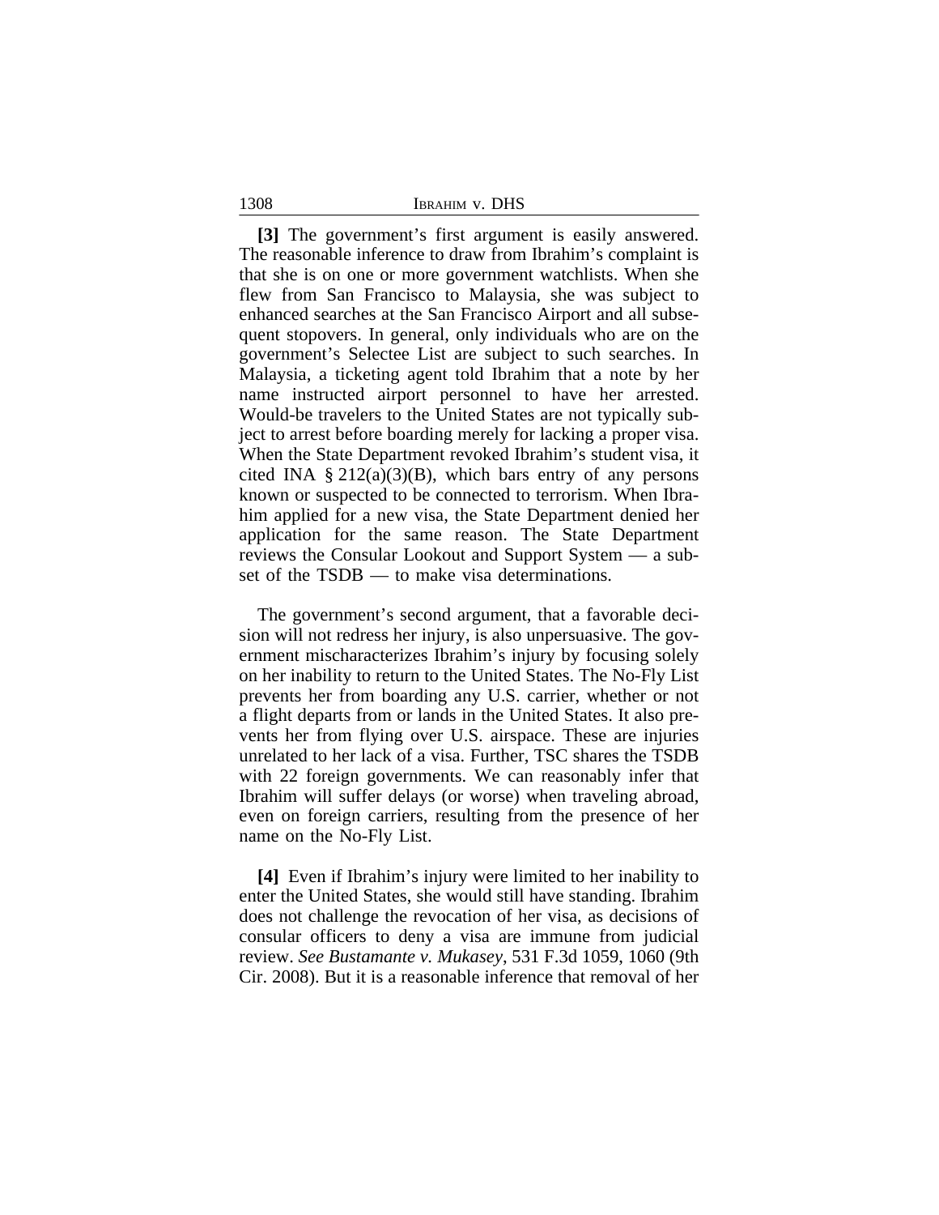**[3]** The government's first argument is easily answered. The reasonable inference to draw from Ibrahim's complaint is that she is on one or more government watchlists. When she flew from San Francisco to Malaysia, she was subject to enhanced searches at the San Francisco Airport and all subsequent stopovers. In general, only individuals who are on the government's Selectee List are subject to such searches. In Malaysia, a ticketing agent told Ibrahim that a note by her name instructed airport personnel to have her arrested. Would-be travelers to the United States are not typically subject to arrest before boarding merely for lacking a proper visa. When the State Department revoked Ibrahim's student visa, it cited INA § 212(a)(3)(B), which bars entry of any persons known or suspected to be connected to terrorism. When Ibrahim applied for a new visa, the State Department denied her application for the same reason. The State Department reviews the Consular Lookout and Support System — a subset of the TSDB — to make visa determinations.

The government's second argument, that a favorable decision will not redress her injury, is also unpersuasive. The government mischaracterizes Ibrahim's injury by focusing solely on her inability to return to the United States. The No-Fly List prevents her from boarding any U.S. carrier, whether or not a flight departs from or lands in the United States. It also prevents her from flying over U.S. airspace. These are injuries unrelated to her lack of a visa. Further, TSC shares the TSDB with 22 foreign governments. We can reasonably infer that Ibrahim will suffer delays (or worse) when traveling abroad, even on foreign carriers, resulting from the presence of her name on the No-Fly List.

**[4]** Even if Ibrahim's injury were limited to her inability to enter the United States, she would still have standing. Ibrahim does not challenge the revocation of her visa, as decisions of consular officers to deny a visa are immune from judicial review. *See Bustamante v. Mukasey*, 531 F.3d 1059, 1060 (9th Cir. 2008). But it is a reasonable inference that removal of her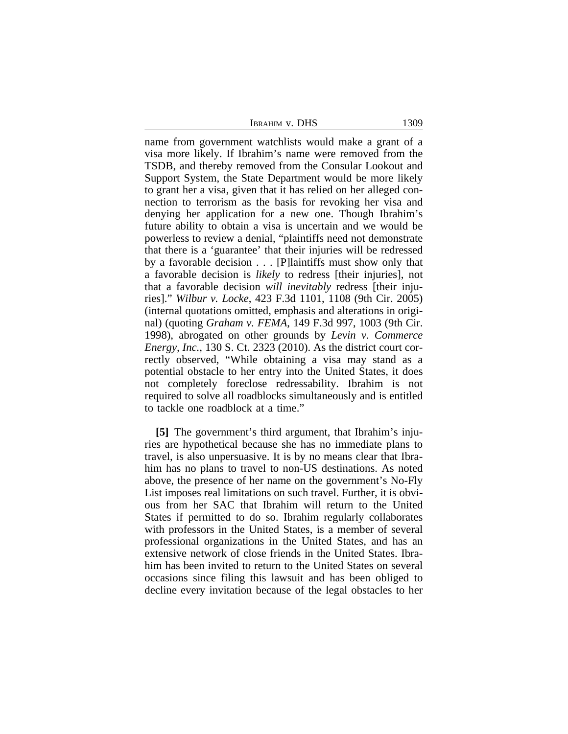name from government watchlists would make a grant of a visa more likely. If Ibrahim's name were removed from the TSDB, and thereby removed from the Consular Lookout and Support System, the State Department would be more likely to grant her a visa, given that it has relied on her alleged connection to terrorism as the basis for revoking her visa and denying her application for a new one. Though Ibrahim's future ability to obtain a visa is uncertain and we would be powerless to review a denial, "plaintiffs need not demonstrate that there is a 'guarantee' that their injuries will be redressed by a favorable decision . . . [P]laintiffs must show only that a favorable decision is *likely* to redress [their injuries], not that a favorable decision *will inevitably* redress [their injuries]." *Wilbur v. Locke*, 423 F.3d 1101, 1108 (9th Cir. 2005) (internal quotations omitted, emphasis and alterations in original) (quoting *Graham v. FEMA*, 149 F.3d 997, 1003 (9th Cir. 1998), abrogated on other grounds by *Levin v. Commerce Energy, Inc.*, 130 S. Ct. 2323 (2010). As the district court correctly observed, "While obtaining a visa may stand as a potential obstacle to her entry into the United States, it does not completely foreclose redressability. Ibrahim is not required to solve all roadblocks simultaneously and is entitled to tackle one roadblock at a time."

**[5]** The government's third argument, that Ibrahim's injuries are hypothetical because she has no immediate plans to travel, is also unpersuasive. It is by no means clear that Ibrahim has no plans to travel to non-US destinations. As noted above, the presence of her name on the government's No-Fly List imposes real limitations on such travel. Further, it is obvious from her SAC that Ibrahim will return to the United States if permitted to do so. Ibrahim regularly collaborates with professors in the United States, is a member of several professional organizations in the United States, and has an extensive network of close friends in the United States. Ibrahim has been invited to return to the United States on several occasions since filing this lawsuit and has been obliged to decline every invitation because of the legal obstacles to her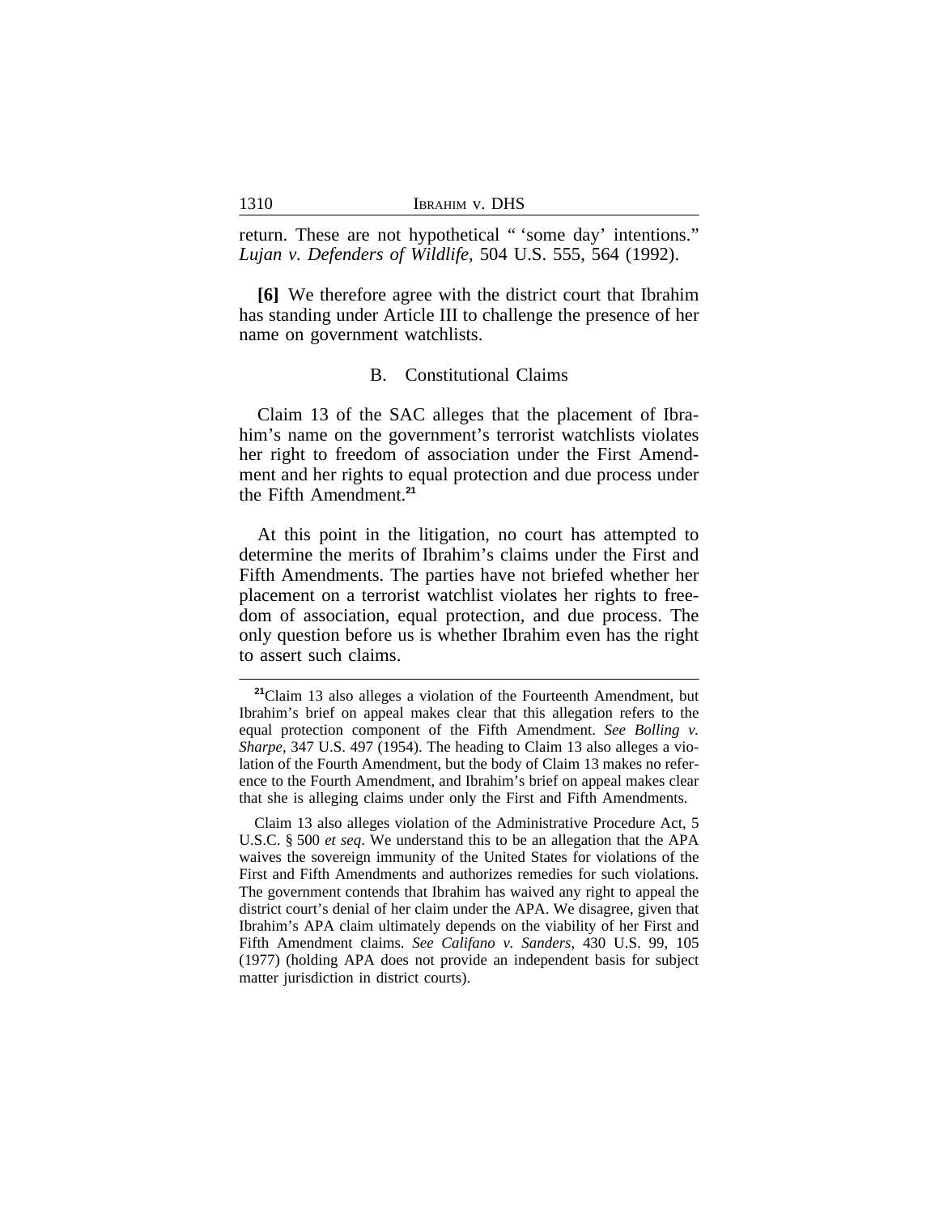return. These are not hypothetical " 'some day' intentions." *Lujan v. Defenders of Wildlife*, 504 U.S. 555, 564 (1992).

**[6]** We therefore agree with the district court that Ibrahim has standing under Article III to challenge the presence of her name on government watchlists.

### B. Constitutional Claims

Claim 13 of the SAC alleges that the placement of Ibrahim's name on the government's terrorist watchlists violates her right to freedom of association under the First Amendment and her rights to equal protection and due process under the Fifth Amendment.[21]

At this point in the litigation, no court has attempted to determine the merits of Ibrahim's claims under the First and Fifth Amendments. The parties have not briefed whether her placement on a terrorist watchlist violates her rights to freedom of association, equal protection, and due process. The only question before us is whether Ibrahim even has the right to assert such claims.

---

[21]Claim 13 also alleges a violation of the Fourteenth Amendment, but Ibrahim's brief on appeal makes clear that this allegation refers to the equal protection component of the Fifth Amendment. *See Bolling v. Sharpe*, 347 U.S. 497 (1954). The heading to Claim 13 also alleges a violation of the Fourth Amendment, but the body of Claim 13 makes no reference to the Fourth Amendment, and Ibrahim's brief on appeal makes clear that she is alleging claims under only the First and Fifth Amendments.

Claim 13 also alleges violation of the Administrative Procedure Act, 5 U.S.C. § 500 *et seq*. We understand this to be an allegation that the APA waives the sovereign immunity of the United States for violations of the First and Fifth Amendments and authorizes remedies for such violations. The government contends that Ibrahim has waived any right to appeal the district court's denial of her claim under the APA. We disagree, given that Ibrahim's APA claim ultimately depends on the viability of her First and Fifth Amendment claims. *See Califano v. Sanders*, 430 U.S. 99, 105 (1977) (holding APA does not provide an independent basis for subject matter jurisdiction in district courts).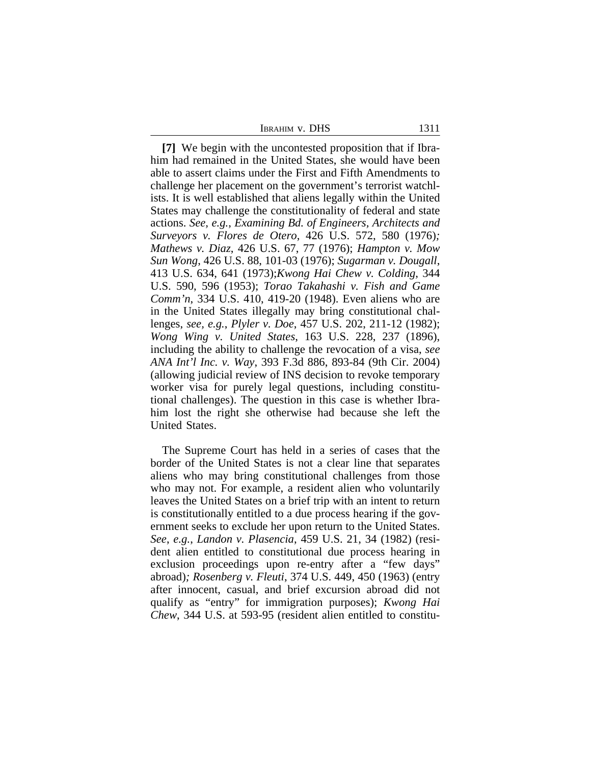**[7]** We begin with the uncontested proposition that if Ibrahim had remained in the United States, she would have been able to assert claims under the First and Fifth Amendments to challenge her placement on the government's terrorist watchlists. It is well established that aliens legally within the United States may challenge the constitutionality of federal and state actions. *See, e.g., Examining Bd. of Engineers, Architects and Surveyors v. Flores de Otero*, 426 U.S. 572, 580 (1976)*; Mathews v. Diaz*, 426 U.S. 67, 77 (1976); *Hampton v. Mow Sun Wong*, 426 U.S. 88, 101-03 (1976); *Sugarman v. Dougall*, 413 U.S. 634, 641 (1973);*Kwong Hai Chew v. Colding*, 344 U.S. 590, 596 (1953); *Torao Takahashi v. Fish and Game Comm'n*, 334 U.S. 410, 419-20 (1948). Even aliens who are in the United States illegally may bring constitutional challenges, *see, e.g., Plyler v. Doe*, 457 U.S. 202, 211-12 (1982); *Wong Wing v. United States*, 163 U.S. 228, 237 (1896), including the ability to challenge the revocation of a visa, *see ANA Int'l Inc. v. Way*, 393 F.3d 886, 893-84 (9th Cir. 2004) (allowing judicial review of INS decision to revoke temporary worker visa for purely legal questions, including constitutional challenges). The question in this case is whether Ibrahim lost the right she otherwise had because she left the United States.

The Supreme Court has held in a series of cases that the border of the United States is not a clear line that separates aliens who may bring constitutional challenges from those who may not. For example, a resident alien who voluntarily leaves the United States on a brief trip with an intent to return is constitutionally entitled to a due process hearing if the government seeks to exclude her upon return to the United States. *See*, *e.g., Landon v. Plasencia*, 459 U.S. 21, 34 (1982) (resident alien entitled to constitutional due process hearing in exclusion proceedings upon re-entry after a "few days" abroad)*; Rosenberg v. Fleuti*, 374 U.S. 449, 450 (1963) (entry after innocent, casual, and brief excursion abroad did not qualify as "entry" for immigration purposes); *Kwong Hai Chew*, 344 U.S. at 593-95 (resident alien entitled to constitu-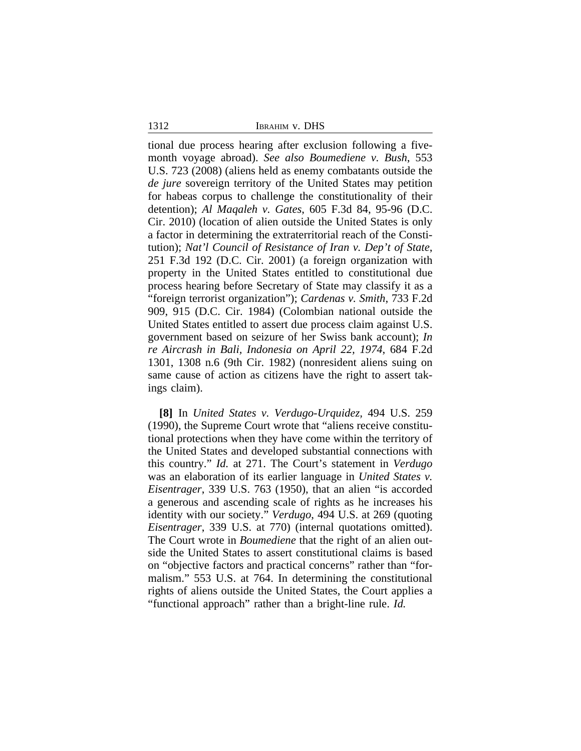tional due process hearing after exclusion following a five-month voyage abroad). *See also Boumediene v. Bush*, 553 U.S. 723 (2008) (aliens held as enemy combatants outside the *de jure* sovereign territory of the United States may petition for habeas corpus to challenge the constitutionality of their detention); *Al Maqaleh v. Gates*, 605 F.3d 84, 95-96 (D.C. Cir. 2010) (location of alien outside the United States is only a factor in determining the extraterritorial reach of the Constitution); *Nat'l Council of Resistance of Iran v. Dep't of State*, 251 F.3d 192 (D.C. Cir. 2001) (a foreign organization with property in the United States entitled to constitutional due process hearing before Secretary of State may classify it as a "foreign terrorist organization"); *Cardenas v. Smith*, 733 F.2d 909, 915 (D.C. Cir. 1984) (Colombian national outside the United States entitled to assert due process claim against U.S. government based on seizure of her Swiss bank account); *In re Aircrash in Bali, Indonesia on April 22, 1974*, 684 F.2d 1301, 1308 n.6 (9th Cir. 1982) (nonresident aliens suing on same cause of action as citizens have the right to assert takings claim).

**[8]** In *United States v. Verdugo-Urquidez,* 494 U.S. 259 (1990), the Supreme Court wrote that "aliens receive constitutional protections when they have come within the territory of the United States and developed substantial connections with this country." *Id.* at 271. The Court's statement in *Verdugo* was an elaboration of its earlier language in *United States v. Eisentrager*, 339 U.S. 763 (1950), that an alien "is accorded a generous and ascending scale of rights as he increases his identity with our society." *Verdugo*, 494 U.S. at 269 (quoting *Eisentrager*, 339 U.S. at 770) (internal quotations omitted). The Court wrote in *Boumediene* that the right of an alien outside the United States to assert constitutional claims is based on "objective factors and practical concerns" rather than "formalism." 553 U.S. at 764. In determining the constitutional rights of aliens outside the United States, the Court applies a "functional approach" rather than a bright-line rule. *Id.*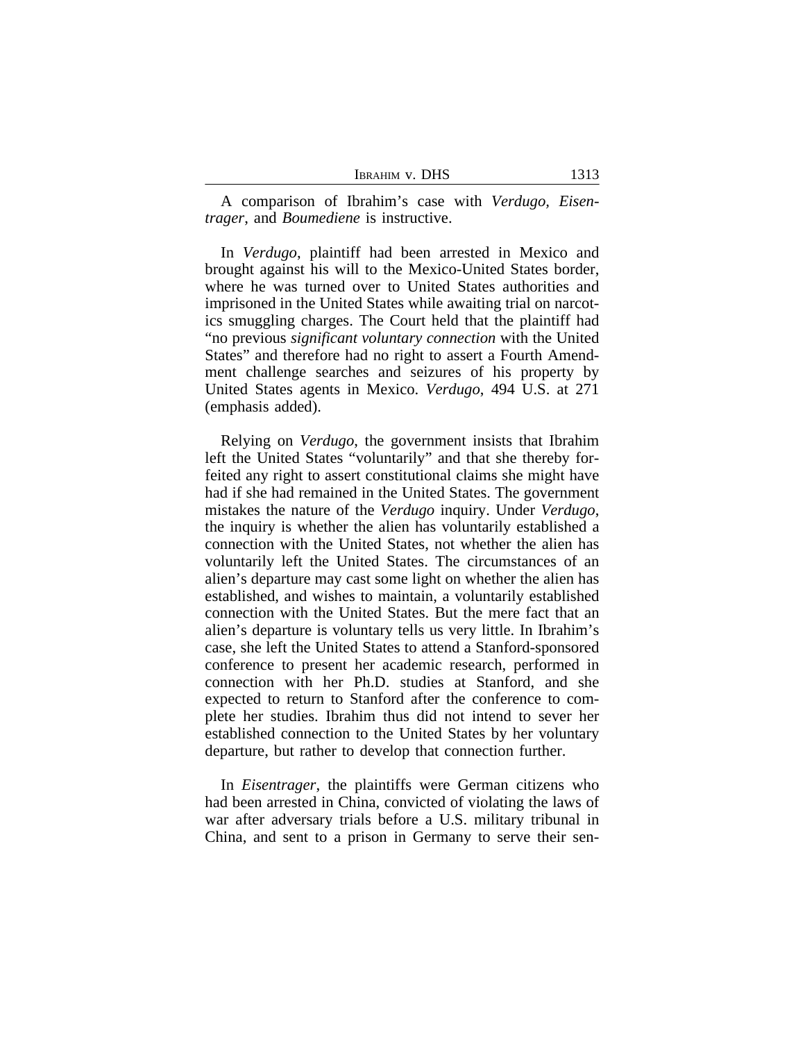A comparison of Ibrahim's case with *Verdugo, Eisentrager*, and *Boumediene* is instructive.

In *Verdugo*, plaintiff had been arrested in Mexico and brought against his will to the Mexico-United States border, where he was turned over to United States authorities and imprisoned in the United States while awaiting trial on narcotics smuggling charges. The Court held that the plaintiff had "no previous *significant voluntary connection* with the United States" and therefore had no right to assert a Fourth Amendment challenge searches and seizures of his property by United States agents in Mexico. *Verdugo*, 494 U.S. at 271 (emphasis added).

Relying on *Verdugo*, the government insists that Ibrahim left the United States "voluntarily" and that she thereby forfeited any right to assert constitutional claims she might have had if she had remained in the United States. The government mistakes the nature of the *Verdugo* inquiry. Under *Verdugo*, the inquiry is whether the alien has voluntarily established a connection with the United States, not whether the alien has voluntarily left the United States. The circumstances of an alien's departure may cast some light on whether the alien has established, and wishes to maintain, a voluntarily established connection with the United States. But the mere fact that an alien's departure is voluntary tells us very little. In Ibrahim's case, she left the United States to attend a Stanford-sponsored conference to present her academic research, performed in connection with her Ph.D. studies at Stanford, and she expected to return to Stanford after the conference to complete her studies. Ibrahim thus did not intend to sever her established connection to the United States by her voluntary departure, but rather to develop that connection further.

In *Eisentrager*, the plaintiffs were German citizens who had been arrested in China, convicted of violating the laws of war after adversary trials before a U.S. military tribunal in China, and sent to a prison in Germany to serve their sen-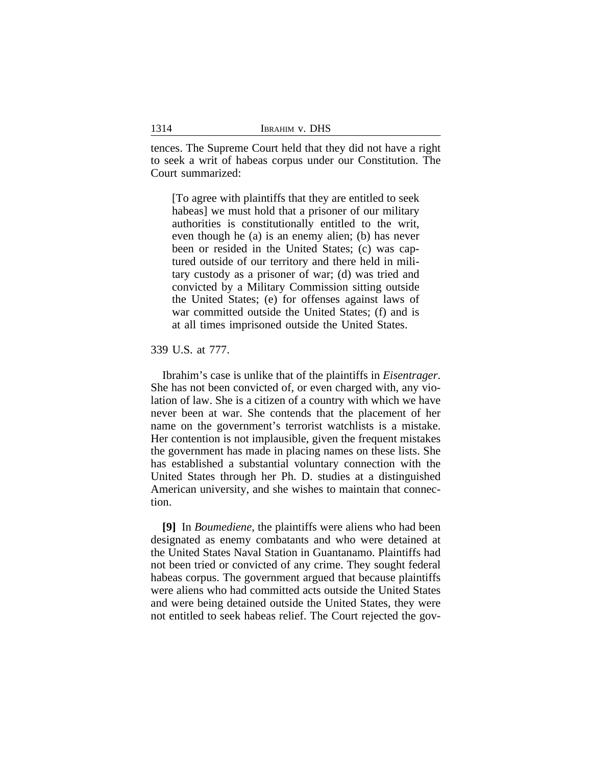tences. The Supreme Court held that they did not have a right to seek a writ of habeas corpus under our Constitution. The Court summarized:

> [To agree with plaintiffs that they are entitled to seek habeas] we must hold that a prisoner of our military authorities is constitutionally entitled to the writ, even though he (a) is an enemy alien; (b) has never been or resided in the United States; (c) was captured outside of our territory and there held in military custody as a prisoner of war; (d) was tried and convicted by a Military Commission sitting outside the United States; (e) for offenses against laws of war committed outside the United States; (f) and is at all times imprisoned outside the United States.

339 U.S. at 777.

Ibrahim's case is unlike that of the plaintiffs in *Eisentrager*. She has not been convicted of, or even charged with, any violation of law. She is a citizen of a country with which we have never been at war. She contends that the placement of her name on the government's terrorist watchlists is a mistake. Her contention is not implausible, given the frequent mistakes the government has made in placing names on these lists. She has established a substantial voluntary connection with the United States through her Ph. D. studies at a distinguished American university, and she wishes to maintain that connection.

**[9]** In *Boumediene*, the plaintiffs were aliens who had been designated as enemy combatants and who were detained at the United States Naval Station in Guantanamo. Plaintiffs had not been tried or convicted of any crime. They sought federal habeas corpus. The government argued that because plaintiffs were aliens who had committed acts outside the United States and were being detained outside the United States, they were not entitled to seek habeas relief. The Court rejected the gov-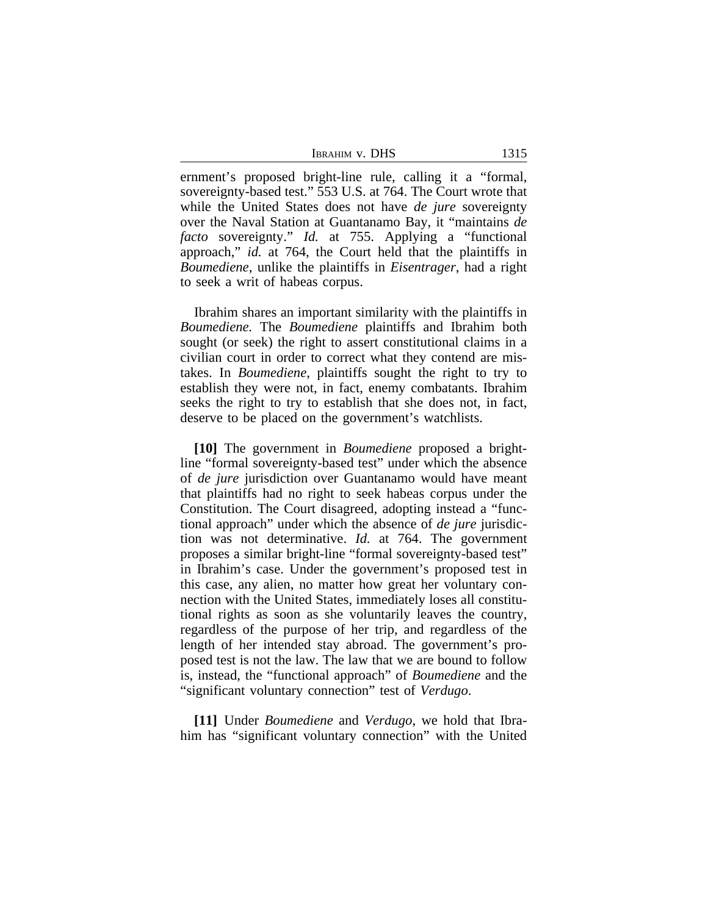ernment's proposed bright-line rule, calling it a "formal, sovereignty-based test." 553 U.S. at 764. The Court wrote that while the United States does not have *de jure* sovereignty over the Naval Station at Guantanamo Bay, it "maintains *de facto* sovereignty." *Id.* at 755. Applying a "functional approach," *id.* at 764, the Court held that the plaintiffs in *Boumediene*, unlike the plaintiffs in *Eisentrager*, had a right to seek a writ of habeas corpus.

Ibrahim shares an important similarity with the plaintiffs in *Boumediene.* The *Boumediene* plaintiffs and Ibrahim both sought (or seek) the right to assert constitutional claims in a civilian court in order to correct what they contend are mistakes. In *Boumediene*, plaintiffs sought the right to try to establish they were not, in fact, enemy combatants. Ibrahim seeks the right to try to establish that she does not, in fact, deserve to be placed on the government's watchlists.

**[10]** The government in *Boumediene* proposed a bright-line "formal sovereignty-based test" under which the absence of *de jure* jurisdiction over Guantanamo would have meant that plaintiffs had no right to seek habeas corpus under the Constitution. The Court disagreed, adopting instead a "functional approach" under which the absence of *de jure* jurisdiction was not determinative. *Id.* at 764. The government proposes a similar bright-line "formal sovereignty-based test" in Ibrahim's case. Under the government's proposed test in this case, any alien, no matter how great her voluntary connection with the United States, immediately loses all constitutional rights as soon as she voluntarily leaves the country, regardless of the purpose of her trip, and regardless of the length of her intended stay abroad. The government's proposed test is not the law. The law that we are bound to follow is, instead, the "functional approach" of *Boumediene* and the "significant voluntary connection" test of *Verdugo*.

**[11]** Under *Boumediene* and *Verdugo*, we hold that Ibrahim has "significant voluntary connection" with the United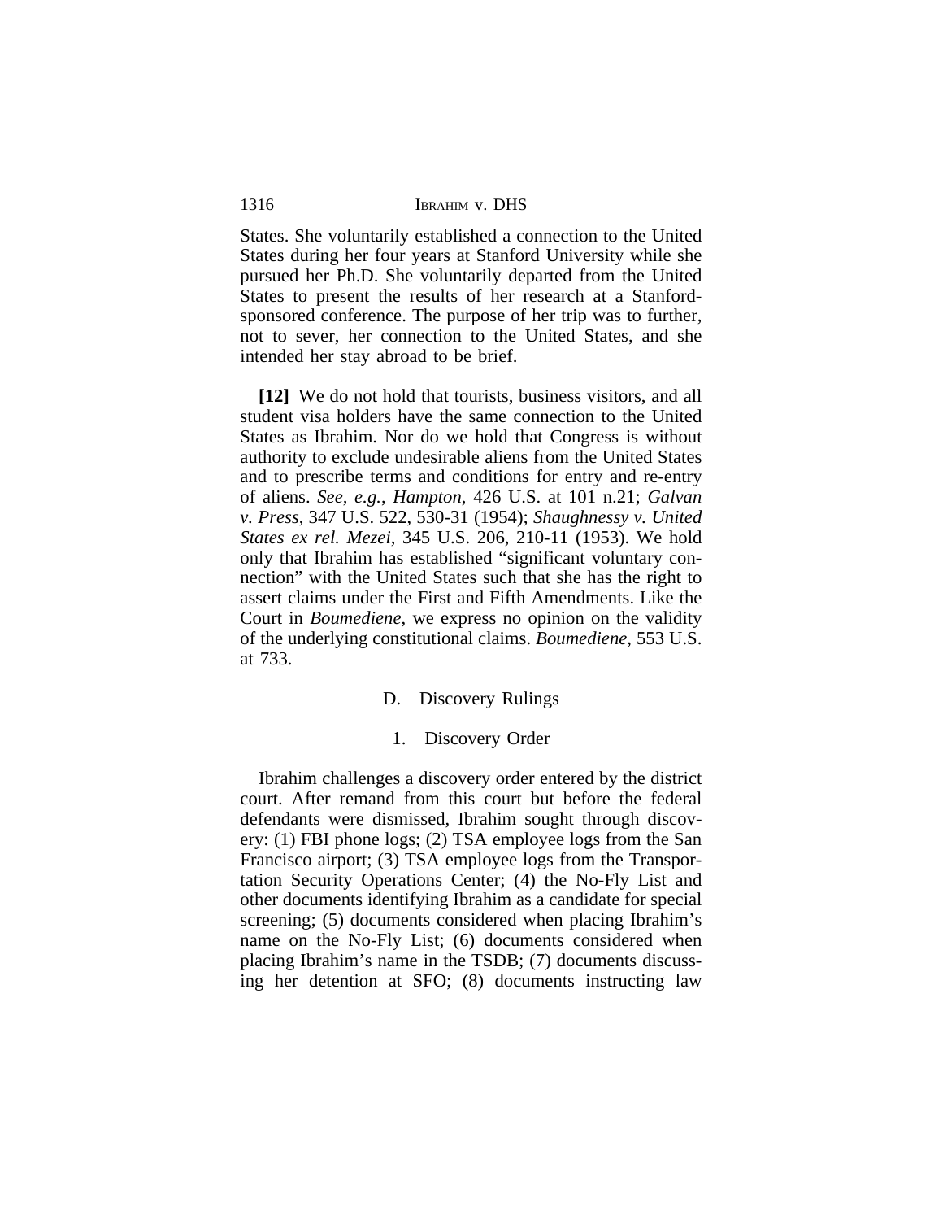States. She voluntarily established a connection to the United States during her four years at Stanford University while she pursued her Ph.D. She voluntarily departed from the United States to present the results of her research at a Stanford-sponsored conference. The purpose of her trip was to further, not to sever, her connection to the United States, and she intended her stay abroad to be brief.

**[12]** We do not hold that tourists, business visitors, and all student visa holders have the same connection to the United States as Ibrahim. Nor do we hold that Congress is without authority to exclude undesirable aliens from the United States and to prescribe terms and conditions for entry and re-entry of aliens. *See, e.g.*, *Hampton*, 426 U.S. at 101 n.21; *Galvan v. Press*, 347 U.S. 522, 530-31 (1954); *Shaughnessy v. United States ex rel. Mezei*, 345 U.S. 206, 210-11 (1953). We hold only that Ibrahim has established "significant voluntary connection" with the United States such that she has the right to assert claims under the First and Fifth Amendments. Like the Court in *Boumediene*, we express no opinion on the validity of the underlying constitutional claims. *Boumediene*, 553 U.S. at 733.

### D. Discovery Rulings

#### 1. Discovery Order

Ibrahim challenges a discovery order entered by the district court. After remand from this court but before the federal defendants were dismissed, Ibrahim sought through discovery: (1) FBI phone logs; (2) TSA employee logs from the San Francisco airport; (3) TSA employee logs from the Transportation Security Operations Center; (4) the No-Fly List and other documents identifying Ibrahim as a candidate for special screening; (5) documents considered when placing Ibrahim's name on the No-Fly List; (6) documents considered when placing Ibrahim's name in the TSDB; (7) documents discussing her detention at SFO; (8) documents instructing law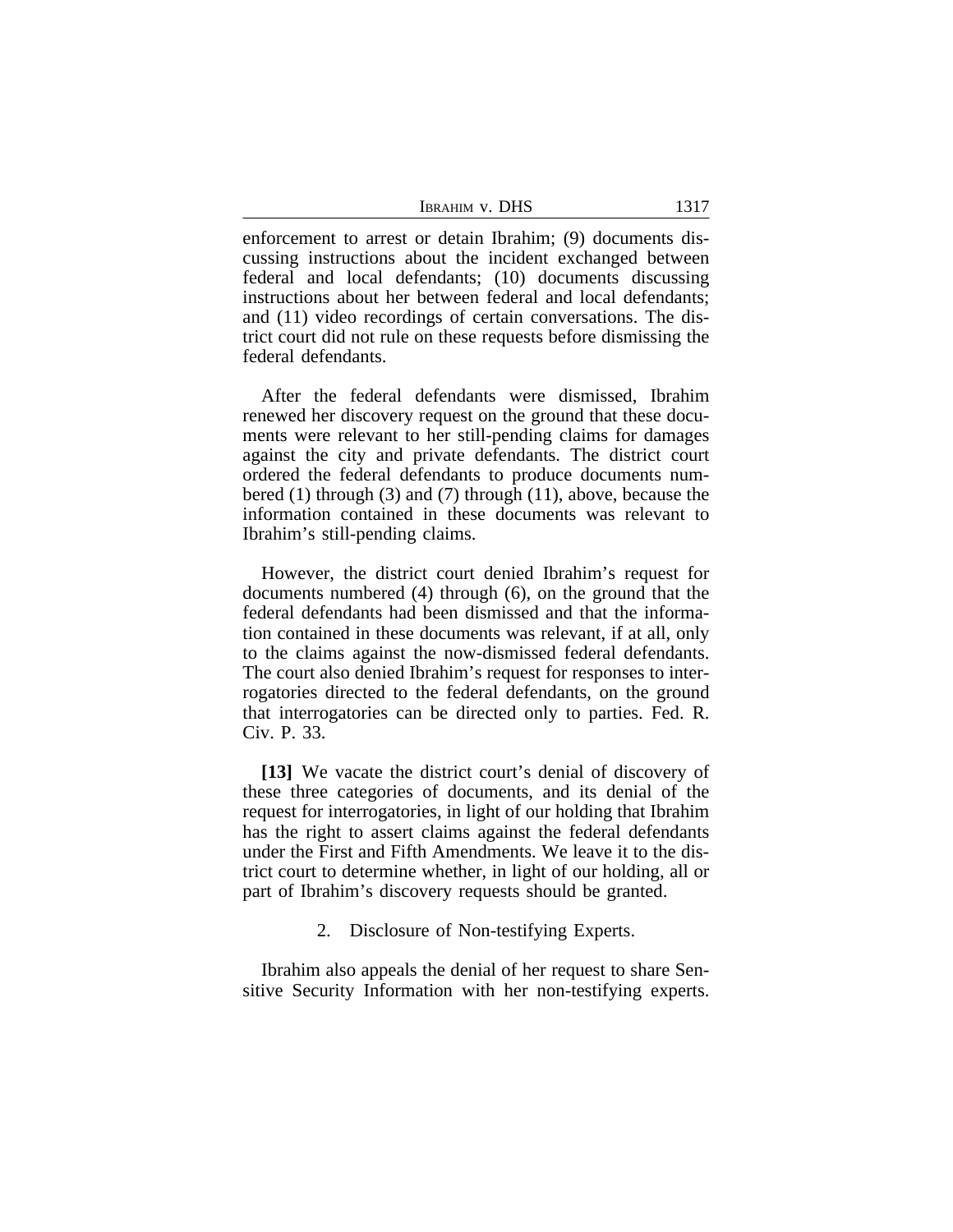enforcement to arrest or detain Ibrahim; (9) documents discussing instructions about the incident exchanged between federal and local defendants; (10) documents discussing instructions about her between federal and local defendants; and (11) video recordings of certain conversations. The district court did not rule on these requests before dismissing the federal defendants.

After the federal defendants were dismissed, Ibrahim renewed her discovery request on the ground that these documents were relevant to her still-pending claims for damages against the city and private defendants. The district court ordered the federal defendants to produce documents numbered (1) through (3) and (7) through (11), above, because the information contained in these documents was relevant to Ibrahim's still-pending claims.

However, the district court denied Ibrahim's request for documents numbered (4) through (6), on the ground that the federal defendants had been dismissed and that the information contained in these documents was relevant, if at all, only to the claims against the now-dismissed federal defendants. The court also denied Ibrahim's request for responses to interrogatories directed to the federal defendants, on the ground that interrogatories can be directed only to parties. Fed. R. Civ. P. 33.

**[13]** We vacate the district court's denial of discovery of these three categories of documents, and its denial of the request for interrogatories, in light of our holding that Ibrahim has the right to assert claims against the federal defendants under the First and Fifth Amendments. We leave it to the district court to determine whether, in light of our holding, all or part of Ibrahim's discovery requests should be granted.

2. Disclosure of Non-testifying Experts.

Ibrahim also appeals the denial of her request to share Sensitive Security Information with her non-testifying experts.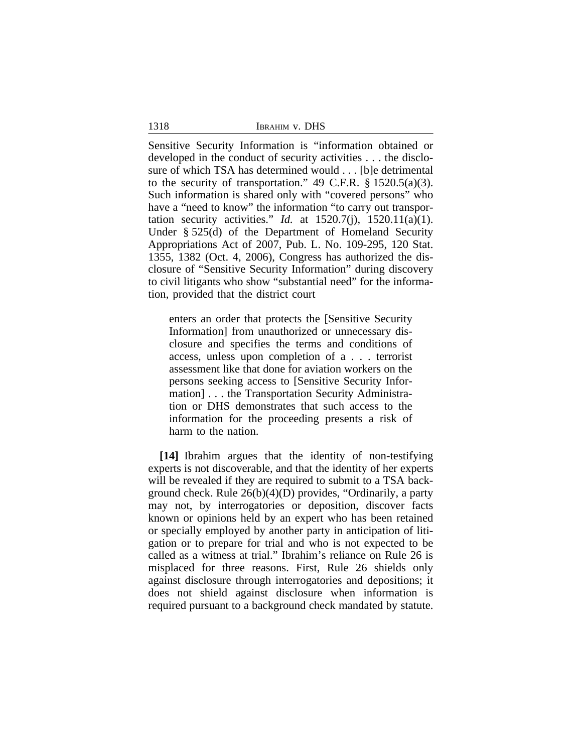Sensitive Security Information is "information obtained or developed in the conduct of security activities . . . the disclosure of which TSA has determined would . . . [b]e detrimental to the security of transportation." 49 C.F.R. § 1520.5(a)(3). Such information is shared only with "covered persons" who have a "need to know" the information "to carry out transportation security activities." *Id.* at 1520.7(j), 1520.11(a)(1). Under § 525(d) of the Department of Homeland Security Appropriations Act of 2007, Pub. L. No. 109-295, 120 Stat. 1355, 1382 (Oct. 4, 2006), Congress has authorized the disclosure of "Sensitive Security Information" during discovery to civil litigants who show "substantial need" for the information, provided that the district court

> enters an order that protects the [Sensitive Security Information] from unauthorized or unnecessary disclosure and specifies the terms and conditions of access, unless upon completion of a . . . terrorist assessment like that done for aviation workers on the persons seeking access to [Sensitive Security Information] . . . the Transportation Security Administration or DHS demonstrates that such access to the information for the proceeding presents a risk of harm to the nation.

**[14]** Ibrahim argues that the identity of non-testifying experts is not discoverable, and that the identity of her experts will be revealed if they are required to submit to a TSA background check. Rule 26(b)(4)(D) provides, "Ordinarily, a party may not, by interrogatories or deposition, discover facts known or opinions held by an expert who has been retained or specially employed by another party in anticipation of litigation or to prepare for trial and who is not expected to be called as a witness at trial." Ibrahim's reliance on Rule 26 is misplaced for three reasons. First, Rule 26 shields only against disclosure through interrogatories and depositions; it does not shield against disclosure when information is required pursuant to a background check mandated by statute.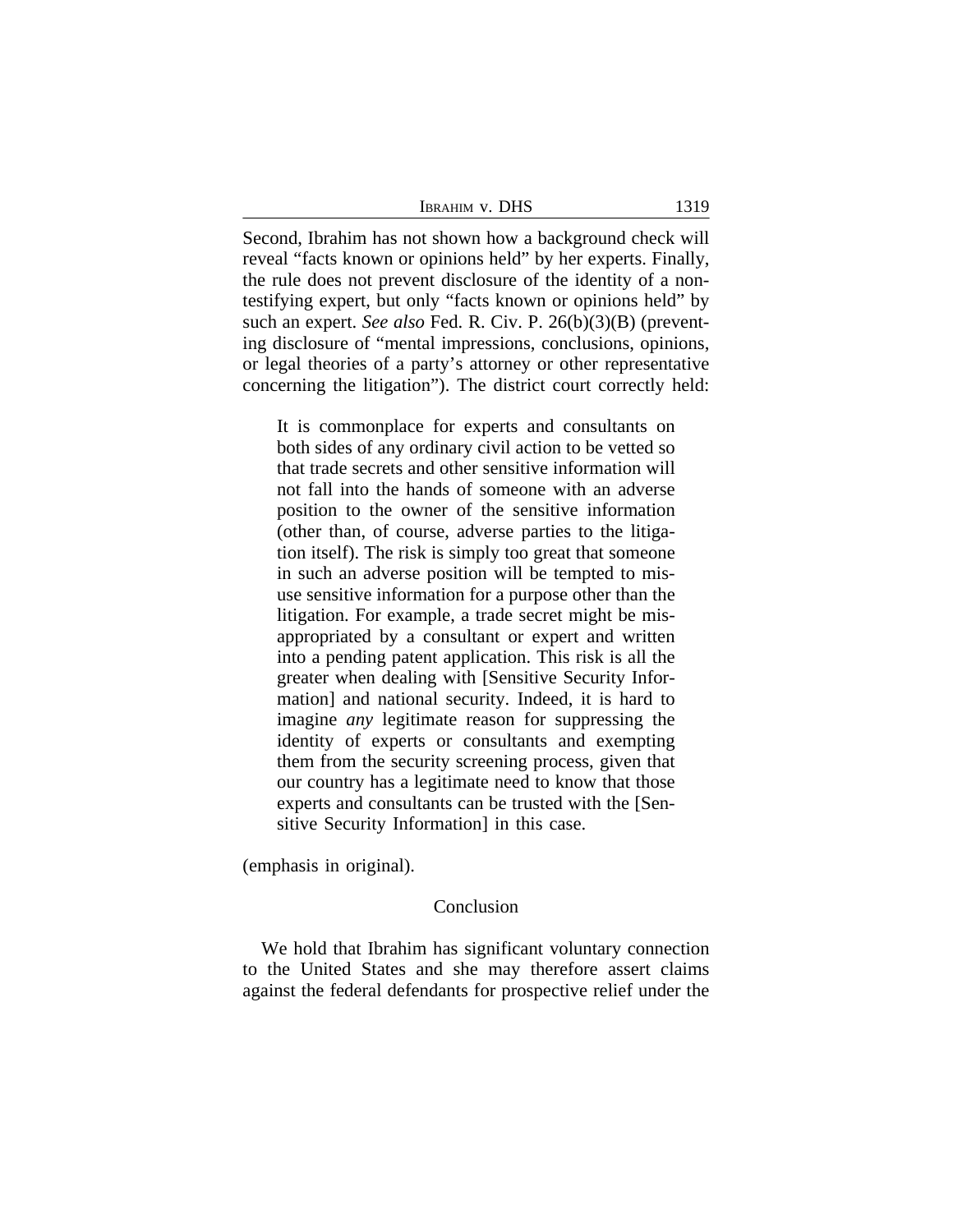Second, Ibrahim has not shown how a background check will reveal "facts known or opinions held" by her experts. Finally, the rule does not prevent disclosure of the identity of a non-testifying expert, but only "facts known or opinions held" by such an expert. *See also* Fed. R. Civ. P. 26(b)(3)(B) (preventing disclosure of "mental impressions, conclusions, opinions, or legal theories of a party's attorney or other representative concerning the litigation"). The district court correctly held:

> It is commonplace for experts and consultants on both sides of any ordinary civil action to be vetted so that trade secrets and other sensitive information will not fall into the hands of someone with an adverse position to the owner of the sensitive information (other than, of course, adverse parties to the litigation itself). The risk is simply too great that someone in such an adverse position will be tempted to misuse sensitive information for a purpose other than the litigation. For example, a trade secret might be misappropriated by a consultant or expert and written into a pending patent application. This risk is all the greater when dealing with [Sensitive Security Information] and national security. Indeed, it is hard to imagine *any* legitimate reason for suppressing the identity of experts or consultants and exempting them from the security screening process, given that our country has a legitimate need to know that those experts and consultants can be trusted with the [Sensitive Security Information] in this case.

(emphasis in original).

## Conclusion

We hold that Ibrahim has significant voluntary connection to the United States and she may therefore assert claims against the federal defendants for prospective relief under the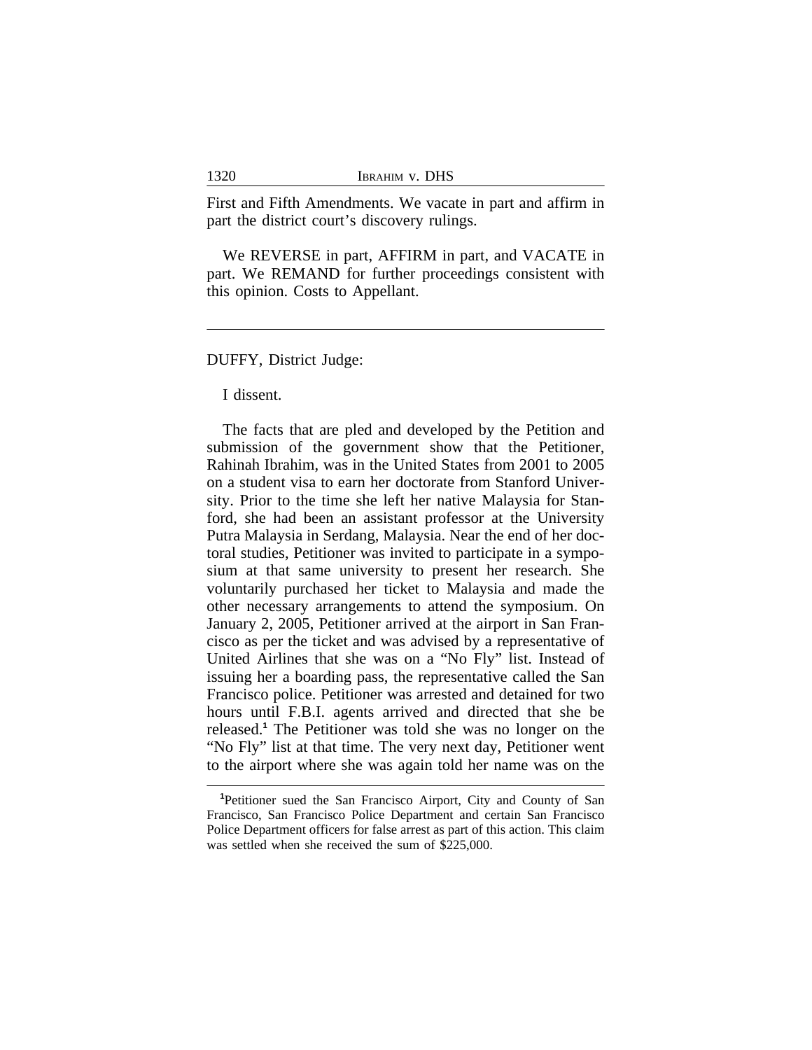First and Fifth Amendments. We vacate in part and affirm in part the district court's discovery rulings.

We REVERSE in part, AFFIRM in part, and VACATE in part. We REMAND for further proceedings consistent with this opinion. Costs to Appellant.

---

DUFFY, District Judge:

I dissent.

The facts that are pled and developed by the Petition and submission of the government show that the Petitioner, Rahinah Ibrahim, was in the United States from 2001 to 2005 on a student visa to earn her doctorate from Stanford University. Prior to the time she left her native Malaysia for Stanford, she had been an assistant professor at the University Putra Malaysia in Serdang, Malaysia. Near the end of her doctoral studies, Petitioner was invited to participate in a symposium at that same university to present her research. She voluntarily purchased her ticket to Malaysia and made the other necessary arrangements to attend the symposium. On January 2, 2005, Petitioner arrived at the airport in San Francisco as per the ticket and was advised by a representative of United Airlines that she was on a "No Fly" list. Instead of issuing her a boarding pass, the representative called the San Francisco police. Petitioner was arrested and detained for two hours until F.B.I. agents arrived and directed that she be released.[1] The Petitioner was told she was no longer on the "No Fly" list at that time. The very next day, Petitioner went to the airport where she was again told her name was on the

---

[1]Petitioner sued the San Francisco Airport, City and County of San Francisco, San Francisco Police Department and certain San Francisco Police Department officers for false arrest as part of this action. This claim was settled when she received the sum of $225,000.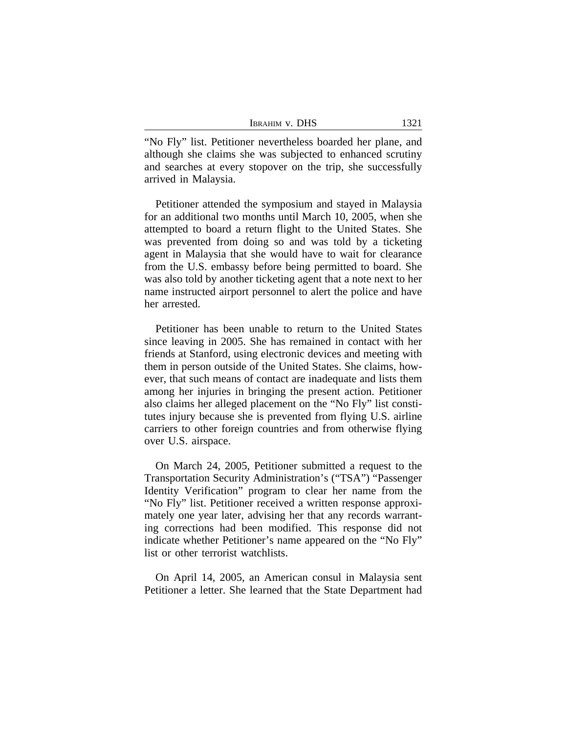"No Fly" list. Petitioner nevertheless boarded her plane, and although she claims she was subjected to enhanced scrutiny and searches at every stopover on the trip, she successfully arrived in Malaysia.

Petitioner attended the symposium and stayed in Malaysia for an additional two months until March 10, 2005, when she attempted to board a return flight to the United States. She was prevented from doing so and was told by a ticketing agent in Malaysia that she would have to wait for clearance from the U.S. embassy before being permitted to board. She was also told by another ticketing agent that a note next to her name instructed airport personnel to alert the police and have her arrested.

Petitioner has been unable to return to the United States since leaving in 2005. She has remained in contact with her friends at Stanford, using electronic devices and meeting with them in person outside of the United States. She claims, however, that such means of contact are inadequate and lists them among her injuries in bringing the present action. Petitioner also claims her alleged placement on the "No Fly" list constitutes injury because she is prevented from flying U.S. airline carriers to other foreign countries and from otherwise flying over U.S. airspace.

On March 24, 2005, Petitioner submitted a request to the Transportation Security Administration's ("TSA") "Passenger Identity Verification" program to clear her name from the "No Fly" list. Petitioner received a written response approximately one year later, advising her that any records warranting corrections had been modified. This response did not indicate whether Petitioner's name appeared on the "No Fly" list or other terrorist watchlists.

On April 14, 2005, an American consul in Malaysia sent Petitioner a letter. She learned that the State Department had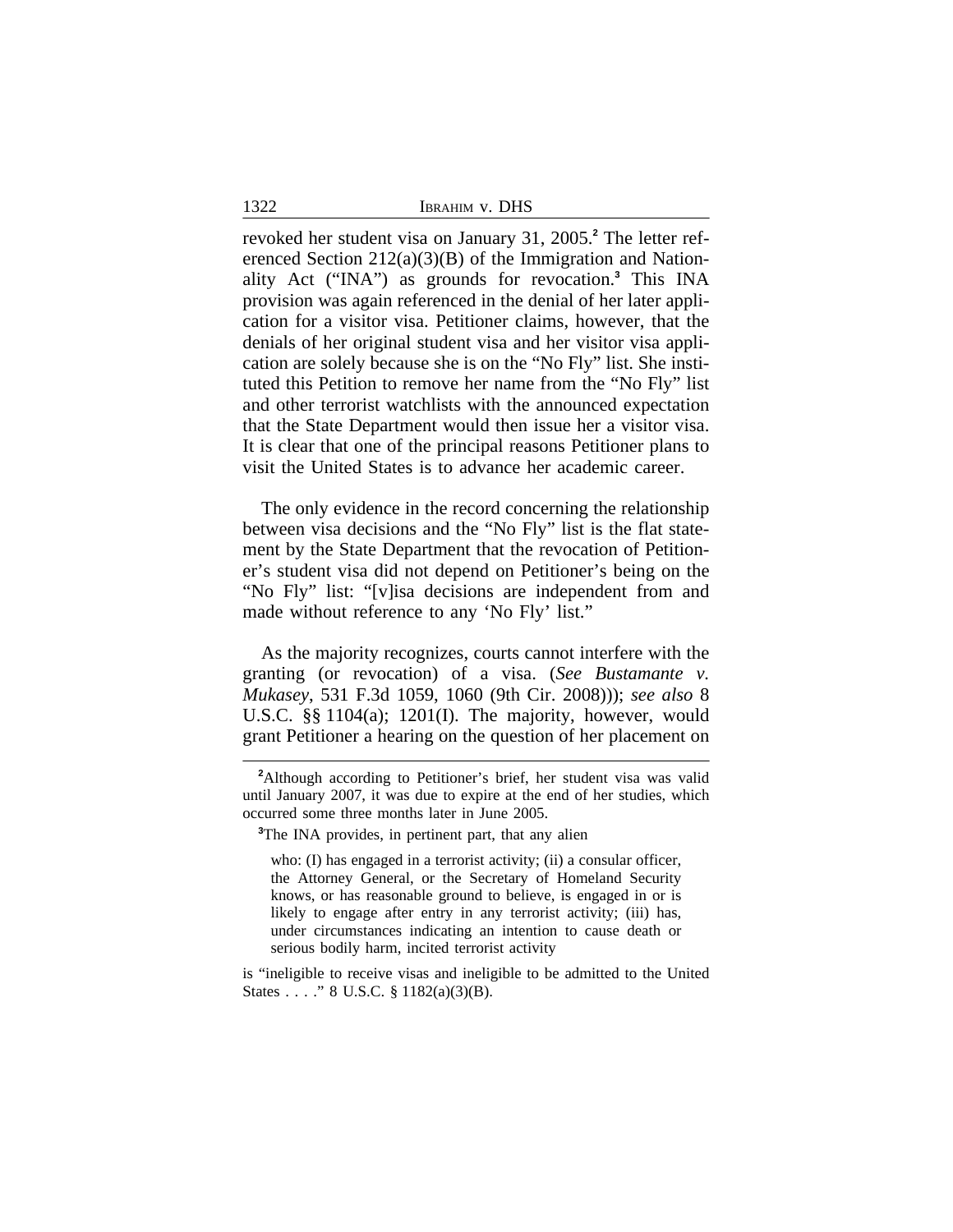revoked her student visa on January 31, 2005.[2] The letter referenced Section 212(a)(3)(B) of the Immigration and Nationality Act ("INA") as grounds for revocation.[3] This INA provision was again referenced in the denial of her later application for a visitor visa. Petitioner claims, however, that the denials of her original student visa and her visitor visa application are solely because she is on the "No Fly" list. She instituted this Petition to remove her name from the "No Fly" list and other terrorist watchlists with the announced expectation that the State Department would then issue her a visitor visa. It is clear that one of the principal reasons Petitioner plans to visit the United States is to advance her academic career.

The only evidence in the record concerning the relationship between visa decisions and the "No Fly" list is the flat statement by the State Department that the revocation of Petitioner's student visa did not depend on Petitioner's being on the "No Fly" list: "[v]isa decisions are independent from and made without reference to any 'No Fly' list."

As the majority recognizes, courts cannot interfere with the granting (or revocation) of a visa. (*See Bustamante v. Mukasey*, 531 F.3d 1059, 1060 (9th Cir. 2008))); *see also* 8 U.S.C. §§ 1104(a); 1201(I). The majority, however, would grant Petitioner a hearing on the question of her placement on

---

[2]Although according to Petitioner's brief, her student visa was valid until January 2007, it was due to expire at the end of her studies, which occurred some three months later in June 2005.

[3]The INA provides, in pertinent part, that any alien

> who: (I) has engaged in a terrorist activity; (ii) a consular officer, the Attorney General, or the Secretary of Homeland Security knows, or has reasonable ground to believe, is engaged in or is likely to engage after entry in any terrorist activity; (iii) has, under circumstances indicating an intention to cause death or serious bodily harm, incited terrorist activity

is "ineligible to receive visas and ineligible to be admitted to the United States . . . ." 8 U.S.C. § 1182(a)(3)(B).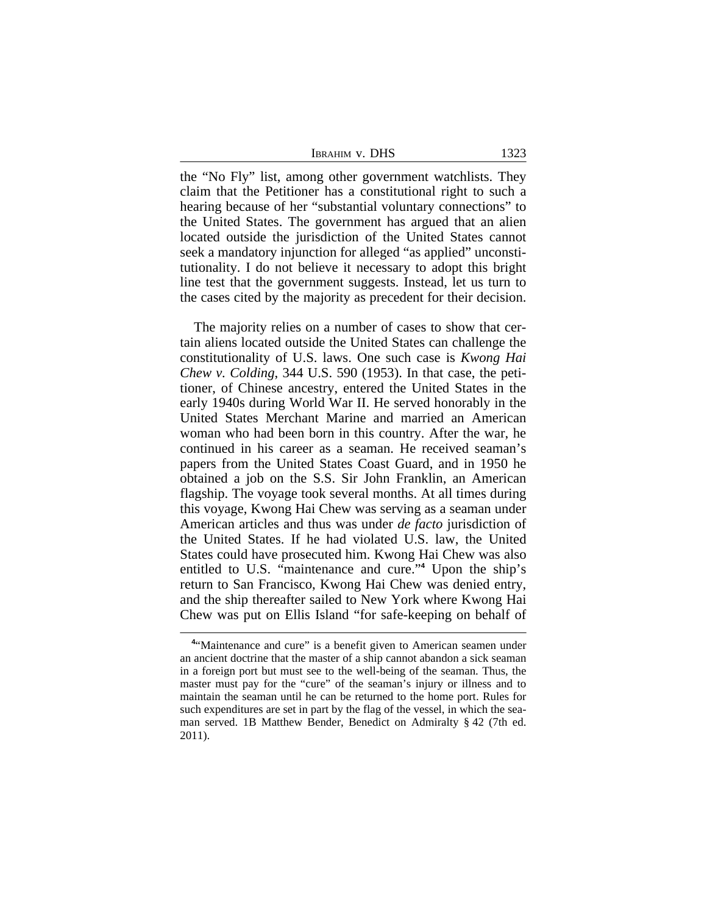the "No Fly" list, among other government watchlists. They claim that the Petitioner has a constitutional right to such a hearing because of her "substantial voluntary connections" to the United States. The government has argued that an alien located outside the jurisdiction of the United States cannot seek a mandatory injunction for alleged "as applied" unconstitutionality. I do not believe it necessary to adopt this bright line test that the government suggests. Instead, let us turn to the cases cited by the majority as precedent for their decision.

The majority relies on a number of cases to show that certain aliens located outside the United States can challenge the constitutionality of U.S. laws. One such case is *Kwong Hai Chew v. Colding*, 344 U.S. 590 (1953). In that case, the petitioner, of Chinese ancestry, entered the United States in the early 1940s during World War II. He served honorably in the United States Merchant Marine and married an American woman who had been born in this country. After the war, he continued in his career as a seaman. He received seaman's papers from the United States Coast Guard, and in 1950 he obtained a job on the S.S. Sir John Franklin, an American flagship. The voyage took several months. At all times during this voyage, Kwong Hai Chew was serving as a seaman under American articles and thus was under *de facto* jurisdiction of the United States. If he had violated U.S. law, the United States could have prosecuted him. Kwong Hai Chew was also entitled to U.S. "maintenance and cure."[4] Upon the ship's return to San Francisco, Kwong Hai Chew was denied entry, and the ship thereafter sailed to New York where Kwong Hai Chew was put on Ellis Island "for safe-keeping on behalf of

---

[4]"Maintenance and cure" is a benefit given to American seamen under an ancient doctrine that the master of a ship cannot abandon a sick seaman in a foreign port but must see to the well-being of the seaman. Thus, the master must pay for the "cure" of the seaman's injury or illness and to maintain the seaman until he can be returned to the home port. Rules for such expenditures are set in part by the flag of the vessel, in which the seaman served. 1B Matthew Bender, Benedict on Admiralty § 42 (7th ed. 2011).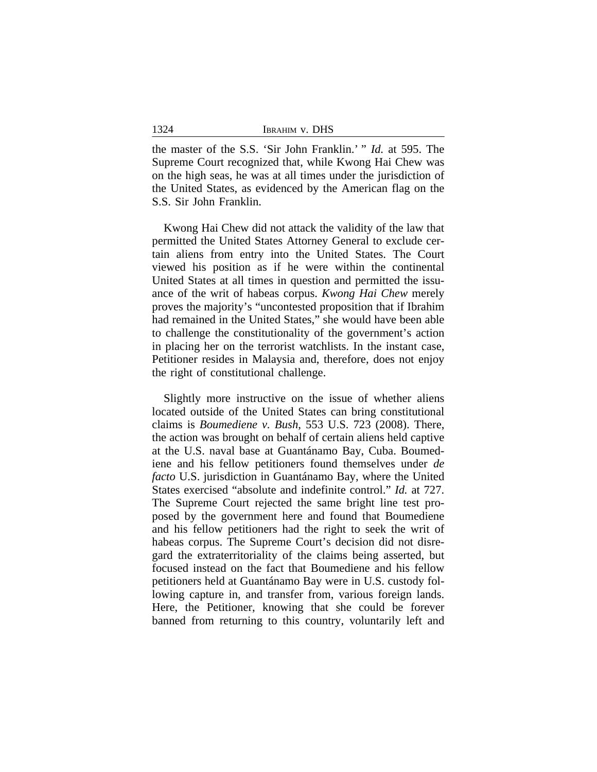the master of the S.S. 'Sir John Franklin.' " *Id.* at 595. The Supreme Court recognized that, while Kwong Hai Chew was on the high seas, he was at all times under the jurisdiction of the United States, as evidenced by the American flag on the S.S. Sir John Franklin.

Kwong Hai Chew did not attack the validity of the law that permitted the United States Attorney General to exclude certain aliens from entry into the United States. The Court viewed his position as if he were within the continental United States at all times in question and permitted the issuance of the writ of habeas corpus. *Kwong Hai Chew* merely proves the majority's "uncontested proposition that if Ibrahim had remained in the United States," she would have been able to challenge the constitutionality of the government's action in placing her on the terrorist watchlists. In the instant case, Petitioner resides in Malaysia and, therefore, does not enjoy the right of constitutional challenge.

Slightly more instructive on the issue of whether aliens located outside of the United States can bring constitutional claims is *Boumediene v. Bush*, 553 U.S. 723 (2008). There, the action was brought on behalf of certain aliens held captive at the U.S. naval base at Guantánamo Bay, Cuba. Boumediene and his fellow petitioners found themselves under *de facto* U.S. jurisdiction in Guantánamo Bay, where the United States exercised "absolute and indefinite control." *Id.* at 727. The Supreme Court rejected the same bright line test proposed by the government here and found that Boumediene and his fellow petitioners had the right to seek the writ of habeas corpus. The Supreme Court's decision did not disregard the extraterritoriality of the claims being asserted, but focused instead on the fact that Boumediene and his fellow petitioners held at Guantánamo Bay were in U.S. custody following capture in, and transfer from, various foreign lands. Here, the Petitioner, knowing that she could be forever banned from returning to this country, voluntarily left and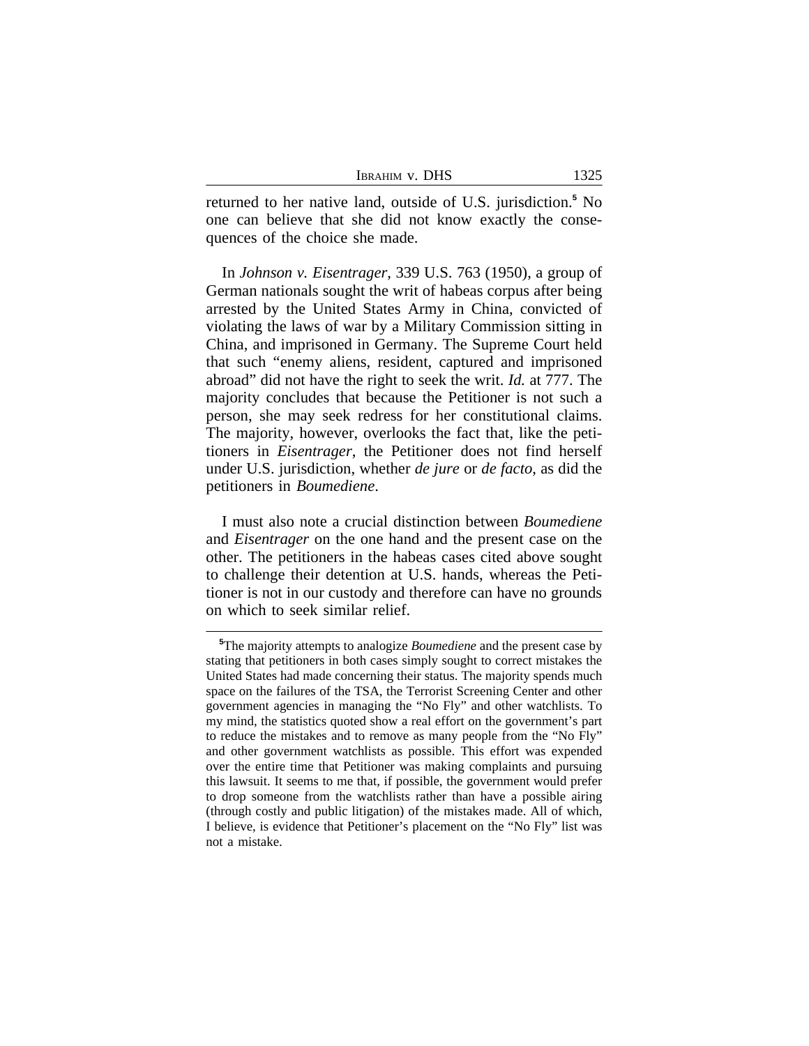returned to her native land, outside of U.S. jurisdiction.[5] No one can believe that she did not know exactly the consequences of the choice she made.

In *Johnson v. Eisentrager*, 339 U.S. 763 (1950), a group of German nationals sought the writ of habeas corpus after being arrested by the United States Army in China, convicted of violating the laws of war by a Military Commission sitting in China, and imprisoned in Germany. The Supreme Court held that such "enemy aliens, resident, captured and imprisoned abroad" did not have the right to seek the writ. *Id.* at 777. The majority concludes that because the Petitioner is not such a person, she may seek redress for her constitutional claims. The majority, however, overlooks the fact that, like the petitioners in *Eisentrager*, the Petitioner does not find herself under U.S. jurisdiction, whether *de jure* or *de facto*, as did the petitioners in *Boumediene*.

I must also note a crucial distinction between *Boumediene* and *Eisentrager* on the one hand and the present case on the other. The petitioners in the habeas cases cited above sought to challenge their detention at U.S. hands, whereas the Petitioner is not in our custody and therefore can have no grounds on which to seek similar relief.

---

[5]The majority attempts to analogize *Boumediene* and the present case by stating that petitioners in both cases simply sought to correct mistakes the United States had made concerning their status. The majority spends much space on the failures of the TSA, the Terrorist Screening Center and other government agencies in managing the "No Fly" and other watchlists. To my mind, the statistics quoted show a real effort on the government's part to reduce the mistakes and to remove as many people from the "No Fly" and other government watchlists as possible. This effort was expended over the entire time that Petitioner was making complaints and pursuing this lawsuit. It seems to me that, if possible, the government would prefer to drop someone from the watchlists rather than have a possible airing (through costly and public litigation) of the mistakes made. All of which, I believe, is evidence that Petitioner's placement on the "No Fly" list was not a mistake.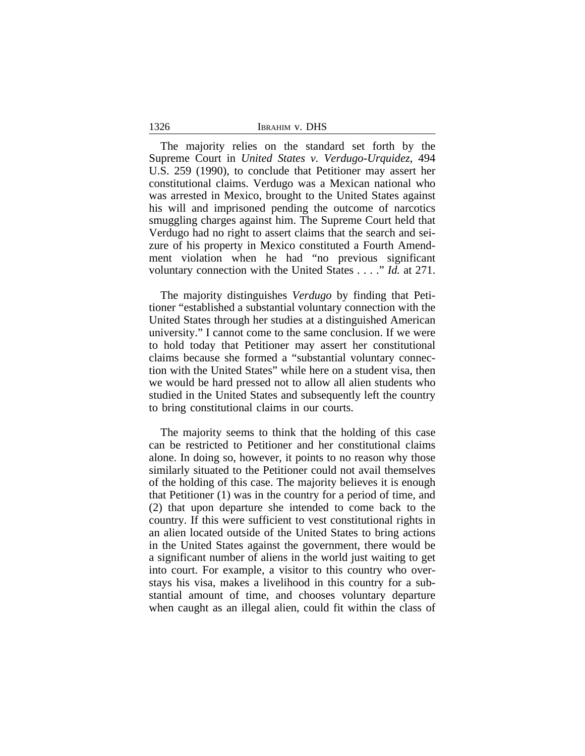The majority relies on the standard set forth by the Supreme Court in *United States v. Verdugo-Urquidez*, 494 U.S. 259 (1990), to conclude that Petitioner may assert her constitutional claims. Verdugo was a Mexican national who was arrested in Mexico, brought to the United States against his will and imprisoned pending the outcome of narcotics smuggling charges against him. The Supreme Court held that Verdugo had no right to assert claims that the search and seizure of his property in Mexico constituted a Fourth Amendment violation when he had "no previous significant voluntary connection with the United States . . . ." *Id.* at 271.

The majority distinguishes *Verdugo* by finding that Petitioner "established a substantial voluntary connection with the United States through her studies at a distinguished American university." I cannot come to the same conclusion. If we were to hold today that Petitioner may assert her constitutional claims because she formed a "substantial voluntary connection with the United States" while here on a student visa, then we would be hard pressed not to allow all alien students who studied in the United States and subsequently left the country to bring constitutional claims in our courts.

The majority seems to think that the holding of this case can be restricted to Petitioner and her constitutional claims alone. In doing so, however, it points to no reason why those similarly situated to the Petitioner could not avail themselves of the holding of this case. The majority believes it is enough that Petitioner (1) was in the country for a period of time, and (2) that upon departure she intended to come back to the country. If this were sufficient to vest constitutional rights in an alien located outside of the United States to bring actions in the United States against the government, there would be a significant number of aliens in the world just waiting to get into court. For example, a visitor to this country who overstays his visa, makes a livelihood in this country for a substantial amount of time, and chooses voluntary departure when caught as an illegal alien, could fit within the class of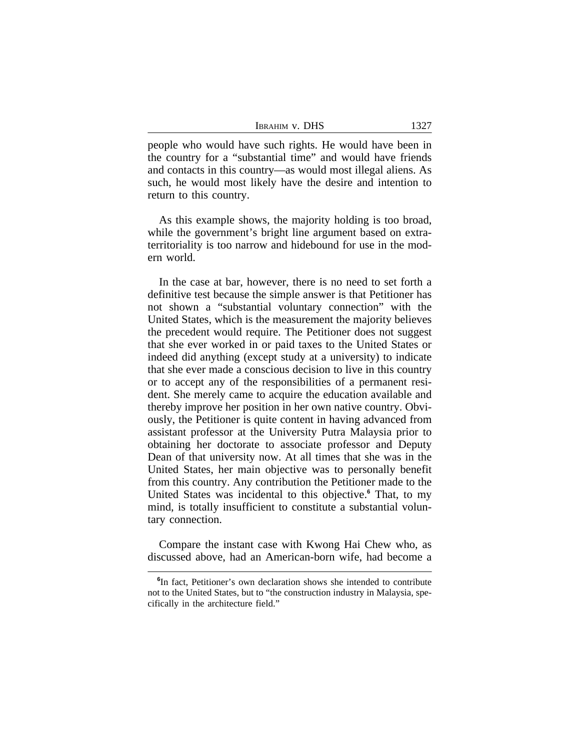people who would have such rights. He would have been in the country for a "substantial time" and would have friends and contacts in this country—as would most illegal aliens. As such, he would most likely have the desire and intention to return to this country.

As this example shows, the majority holding is too broad, while the government's bright line argument based on extraterritoriality is too narrow and hidebound for use in the modern world.

In the case at bar, however, there is no need to set forth a definitive test because the simple answer is that Petitioner has not shown a "substantial voluntary connection" with the United States, which is the measurement the majority believes the precedent would require. The Petitioner does not suggest that she ever worked in or paid taxes to the United States or indeed did anything (except study at a university) to indicate that she ever made a conscious decision to live in this country or to accept any of the responsibilities of a permanent resident. She merely came to acquire the education available and thereby improve her position in her own native country. Obviously, the Petitioner is quite content in having advanced from assistant professor at the University Putra Malaysia prior to obtaining her doctorate to associate professor and Deputy Dean of that university now. At all times that she was in the United States, her main objective was to personally benefit from this country. Any contribution the Petitioner made to the United States was incidental to this objective.[6] That, to my mind, is totally insufficient to constitute a substantial voluntary connection.

Compare the instant case with Kwong Hai Chew who, as discussed above, had an American-born wife, had become a

[6]In fact, Petitioner's own declaration shows she intended to contribute not to the United States, but to "the construction industry in Malaysia, specifically in the architecture field."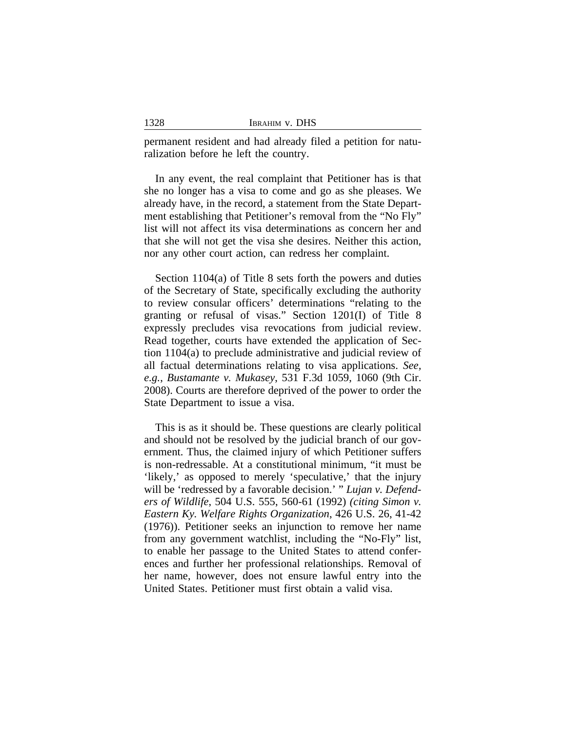permanent resident and had already filed a petition for naturalization before he left the country.

In any event, the real complaint that Petitioner has is that she no longer has a visa to come and go as she pleases. We already have, in the record, a statement from the State Department establishing that Petitioner's removal from the "No Fly" list will not affect its visa determinations as concern her and that she will not get the visa she desires. Neither this action, nor any other court action, can redress her complaint.

Section 1104(a) of Title 8 sets forth the powers and duties of the Secretary of State, specifically excluding the authority to review consular officers' determinations "relating to the granting or refusal of visas." Section 1201(I) of Title 8 expressly precludes visa revocations from judicial review. Read together, courts have extended the application of Section 1104(a) to preclude administrative and judicial review of all factual determinations relating to visa applications. *See, e.g.*, *Bustamante v. Mukasey*, 531 F.3d 1059, 1060 (9th Cir. 2008). Courts are therefore deprived of the power to order the State Department to issue a visa.

This is as it should be. These questions are clearly political and should not be resolved by the judicial branch of our government. Thus, the claimed injury of which Petitioner suffers is non-redressable. At a constitutional minimum, "it must be 'likely,' as opposed to merely 'speculative,' that the injury will be 'redressed by a favorable decision.' " *Lujan v. Defenders of Wildlife*, 504 U.S. 555, 560-61 (1992) *(citing Simon v. Eastern Ky. Welfare Rights Organization*, 426 U.S. 26, 41-42 (1976)). Petitioner seeks an injunction to remove her name from any government watchlist, including the "No-Fly" list, to enable her passage to the United States to attend conferences and further her professional relationships. Removal of her name, however, does not ensure lawful entry into the United States. Petitioner must first obtain a valid visa.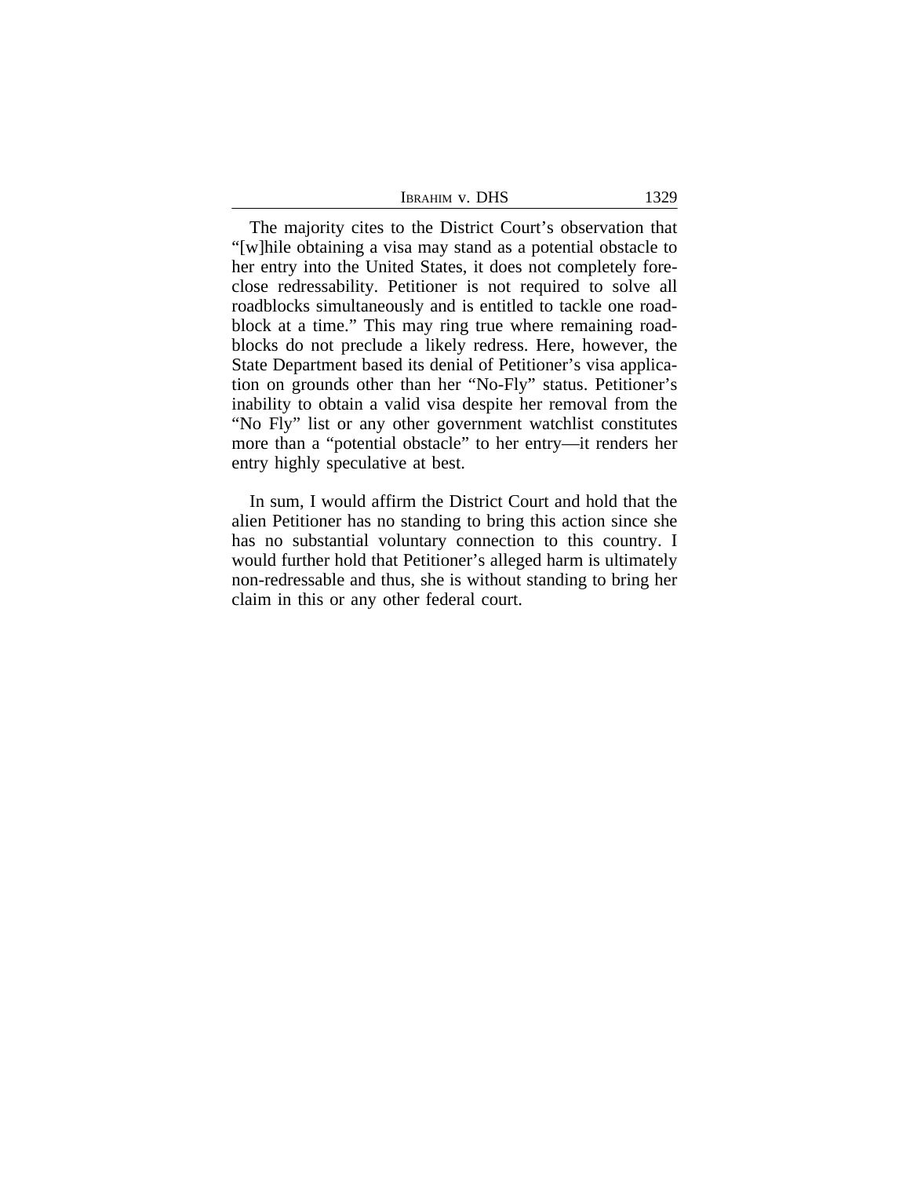The majority cites to the District Court's observation that "[w]hile obtaining a visa may stand as a potential obstacle to her entry into the United States, it does not completely foreclose redressability. Petitioner is not required to solve all roadblocks simultaneously and is entitled to tackle one roadblock at a time." This may ring true where remaining roadblocks do not preclude a likely redress. Here, however, the State Department based its denial of Petitioner's visa application on grounds other than her "No-Fly" status. Petitioner's inability to obtain a valid visa despite her removal from the "No Fly" list or any other government watchlist constitutes more than a "potential obstacle" to her entry—it renders her entry highly speculative at best.

In sum, I would affirm the District Court and hold that the alien Petitioner has no standing to bring this action since she has no substantial voluntary connection to this country. I would further hold that Petitioner's alleged harm is ultimately non-redressable and thus, she is without standing to bring her claim in this or any other federal court.